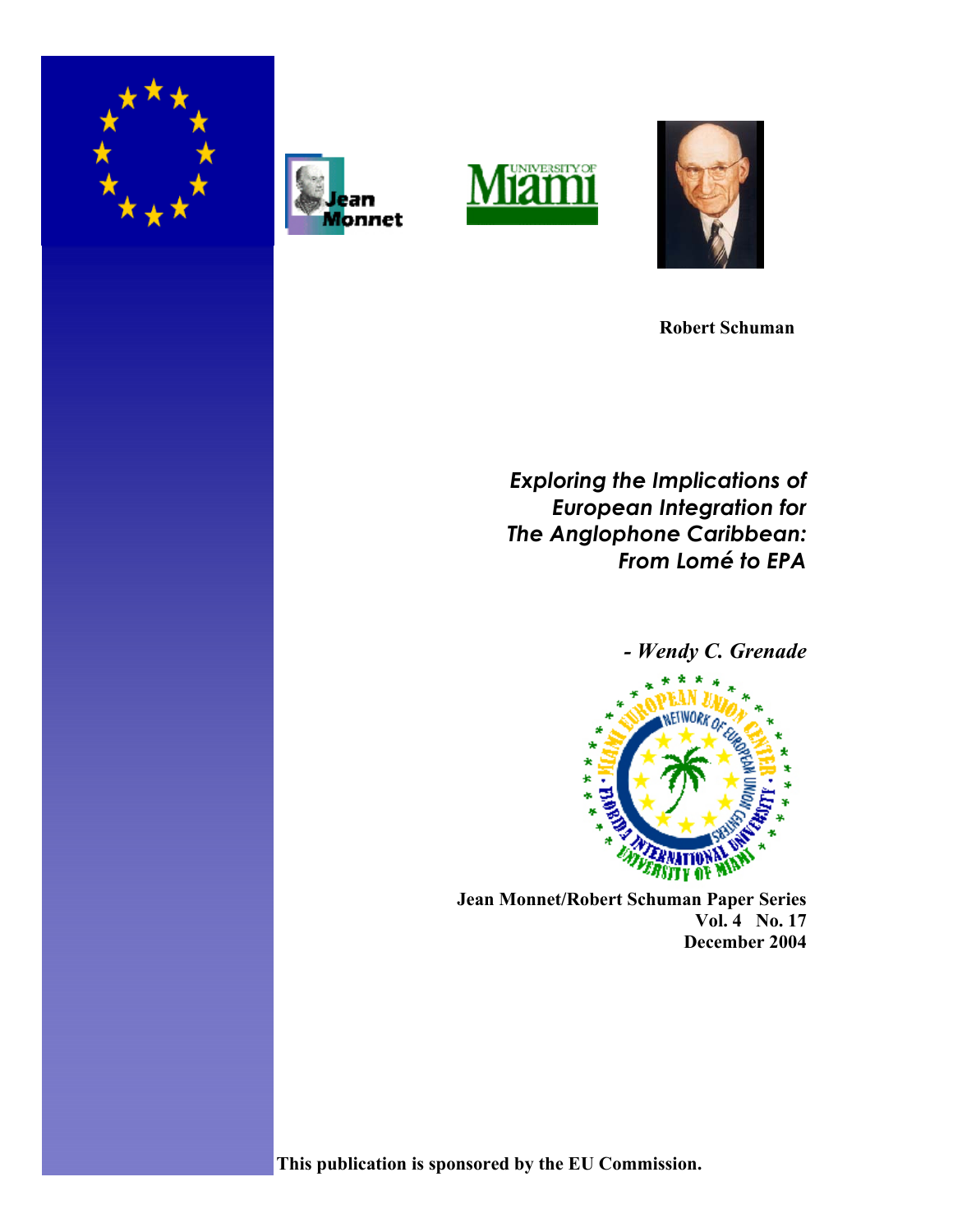Robert Schuman

# *Exploring the Implications of European Integration for The Anglophone Caribbean: From Lomé to EPA*

***- Wendy C. Grenade***

**Jean Monnet/Robert Schuman Paper Series**
**Vol. 4 No. 17**
**December 2004**

**This publication is sponsored by the EU Commission.**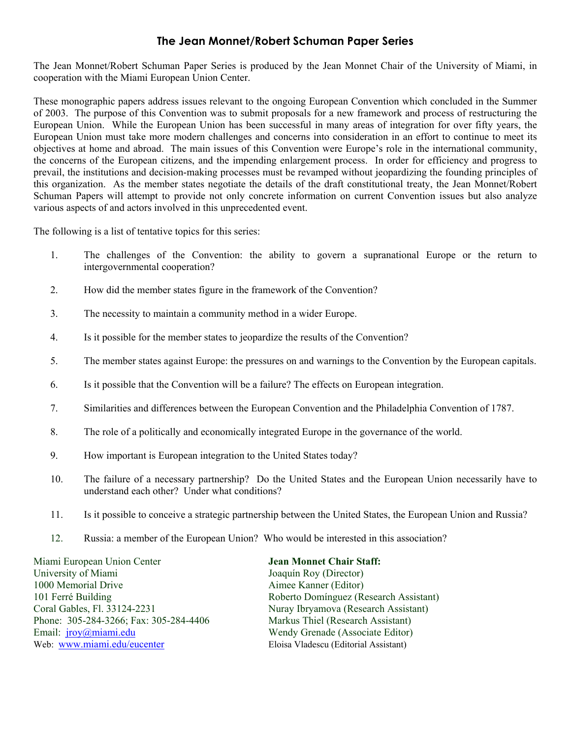# The Jean Monnet/Robert Schuman Paper Series

The Jean Monnet/Robert Schuman Paper Series is produced by the Jean Monnet Chair of the University of Miami, in cooperation with the Miami European Union Center.

These monographic papers address issues relevant to the ongoing European Convention which concluded in the Summer of 2003. The purpose of this Convention was to submit proposals for a new framework and process of restructuring the European Union. While the European Union has been successful in many areas of integration for over fifty years, the European Union must take more modern challenges and concerns into consideration in an effort to continue to meet its objectives at home and abroad. The main issues of this Convention were Europe's role in the international community, the concerns of the European citizens, and the impending enlargement process. In order for efficiency and progress to prevail, the institutions and decision-making processes must be revamped without jeopardizing the founding principles of this organization. As the member states negotiate the details of the draft constitutional treaty, the Jean Monnet/Robert Schuman Papers will attempt to provide not only concrete information on current Convention issues but also analyze various aspects of and actors involved in this unprecedented event.

The following is a list of tentative topics for this series:

1. The challenges of the Convention: the ability to govern a supranational Europe or the return to intergovernmental cooperation?
2. How did the member states figure in the framework of the Convention?
3. The necessity to maintain a community method in a wider Europe.
4. Is it possible for the member states to jeopardize the results of the Convention?
5. The member states against Europe: the pressures on and warnings to the Convention by the European capitals.
6. Is it possible that the Convention will be a failure? The effects on European integration.
7. Similarities and differences between the European Convention and the Philadelphia Convention of 1787.
8. The role of a politically and economically integrated Europe in the governance of the world.
9. How important is European integration to the United States today?
10. The failure of a necessary partnership? Do the United States and the European Union necessarily have to understand each other? Under what conditions?
11. Is it possible to conceive a strategic partnership between the United States, the European Union and Russia?
12. Russia: a member of the European Union? Who would be interested in this association?

Miami European Union Center
University of Miami
1000 Memorial Drive
101 Ferré Building
Coral Gables, Fl. 33124-2231
Phone: 305-284-3266; Fax: 305-284-4406
Email: jroy@miami.edu
Web: www.miami.edu/eucenter

**Jean Monnet Chair Staff:**
Joaquín Roy (Director)
Aimee Kanner (Editor)
Roberto Domínguez (Research Assistant)
Nuray Ibryamova (Research Assistant)
Markus Thiel (Research Assistant)
Wendy Grenade (Associate Editor)
Eloisa Vladescu (Editorial Assistant)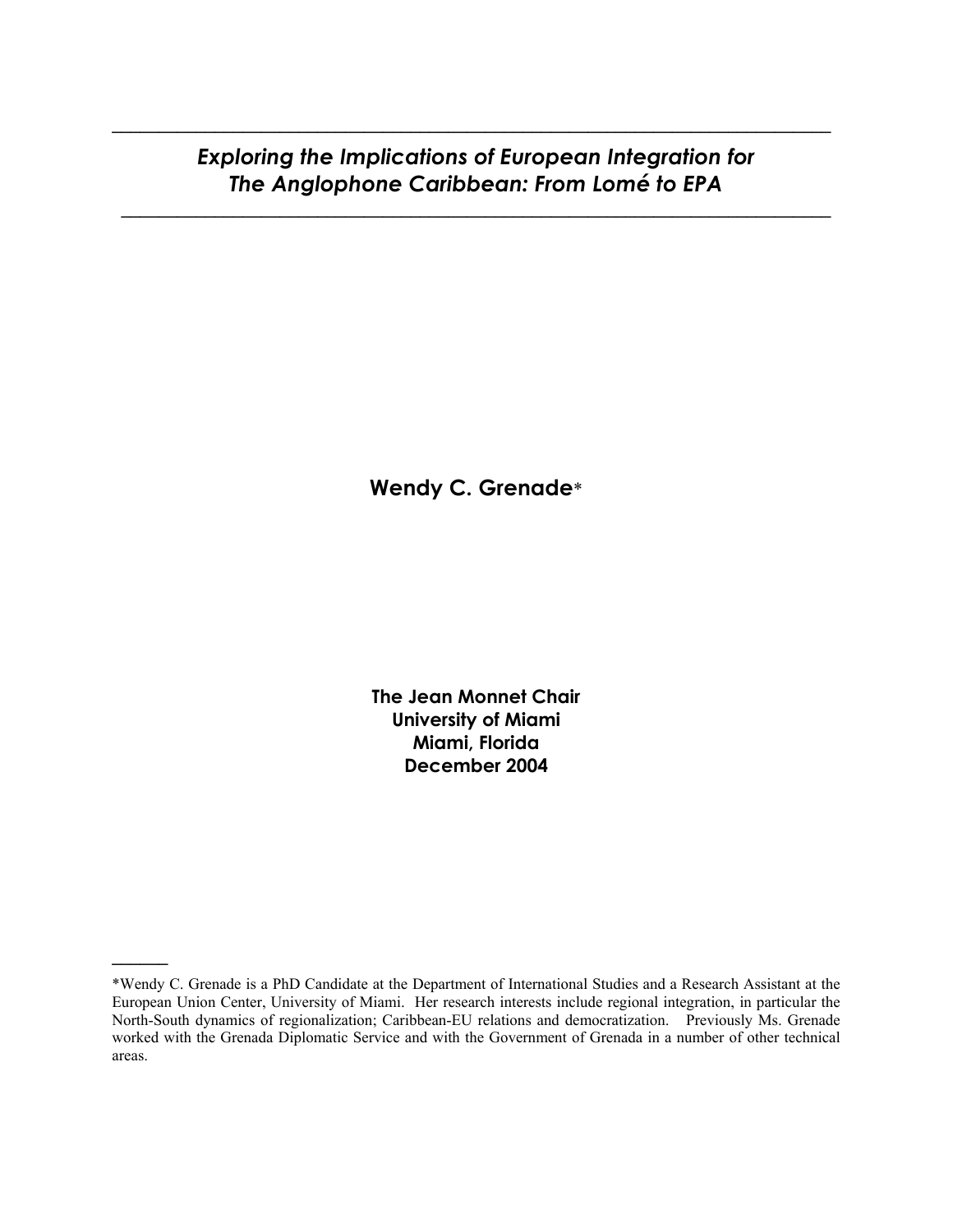# *Exploring the Implications of European Integration for The Anglophone Caribbean: From Lomé to EPA*

**Wendy C. Grenade***

**The Jean Monnet Chair**
**University of Miami**
**Miami, Florida**
**December 2004**

*Wendy C. Grenade is a PhD Candidate at the Department of International Studies and a Research Assistant at the European Union Center, University of Miami. Her research interests include regional integration, in particular the North-South dynamics of regionalization; Caribbean-EU relations and democratization. Previously Ms. Grenade worked with the Grenada Diplomatic Service and with the Government of Grenada in a number of other technical areas.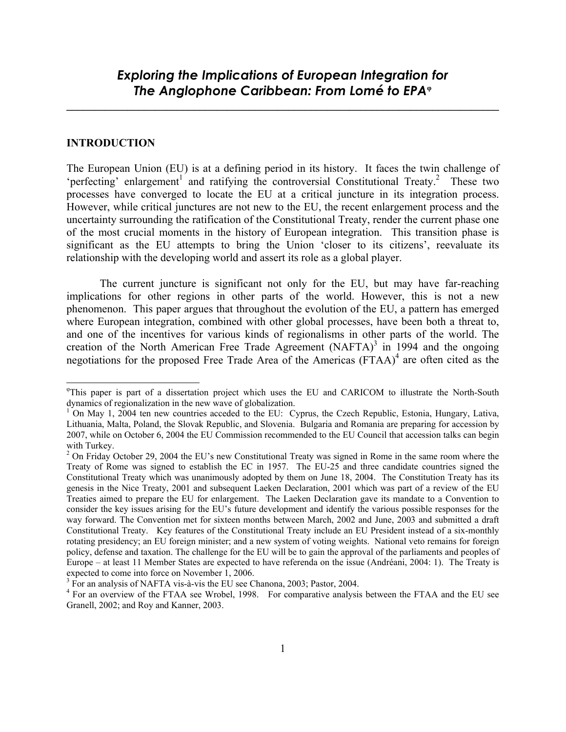# *Exploring the Implications of European Integration for The Anglophone Caribbean: From Lomé to EPA*[φ]

## INTRODUCTION

The European Union (EU) is at a defining period in its history. It faces the twin challenge of 'perfecting' enlargement[1] and ratifying the controversial Constitutional Treaty.[2] These two processes have converged to locate the EU at a critical juncture in its integration process. However, while critical junctures are not new to the EU, the recent enlargement process and the uncertainty surrounding the ratification of the Constitutional Treaty, render the current phase one of the most crucial moments in the history of European integration. This transition phase is significant as the EU attempts to bring the Union 'closer to its citizens', reevaluate its relationship with the developing world and assert its role as a global player.

The current juncture is significant not only for the EU, but may have far-reaching implications for other regions in other parts of the world. However, this is not a new phenomenon. This paper argues that throughout the evolution of the EU, a pattern has emerged where European integration, combined with other global processes, have been both a threat to, and one of the incentives for various kinds of regionalisms in other parts of the world. The creation of the North American Free Trade Agreement (NAFTA)[3] in 1994 and the ongoing negotiations for the proposed Free Trade Area of the Americas (FTAA)[4] are often cited as the

---

[φ]This paper is part of a dissertation project which uses the EU and CARICOM to illustrate the North-South dynamics of regionalization in the new wave of globalization.

[1] On May 1, 2004 ten new countries acceded to the EU: Cyprus, the Czech Republic, Estonia, Hungary, Lativa, Lithuania, Malta, Poland, the Slovak Republic, and Slovenia. Bulgaria and Romania are preparing for accession by 2007, while on October 6, 2004 the EU Commission recommended to the EU Council that accession talks can begin with Turkey.

[2] On Friday October 29, 2004 the EU's new Constitutional Treaty was signed in Rome in the same room where the Treaty of Rome was signed to establish the EC in 1957. The EU-25 and three candidate countries signed the Constitutional Treaty which was unanimously adopted by them on June 18, 2004. The Constitution Treaty has its genesis in the Nice Treaty, 2001 and subsequent Laeken Declaration, 2001 which was part of a review of the EU Treaties aimed to prepare the EU for enlargement. The Laeken Declaration gave its mandate to a Convention to consider the key issues arising for the EU's future development and identify the various possible responses for the way forward. The Convention met for sixteen months between March, 2002 and June, 2003 and submitted a draft Constitutional Treaty. Key features of the Constitutional Treaty include an EU President instead of a six-monthly rotating presidency; an EU foreign minister; and a new system of voting weights. National veto remains for foreign policy, defense and taxation. The challenge for the EU will be to gain the approval of the parliaments and peoples of Europe – at least 11 Member States are expected to have referenda on the issue (Andréani, 2004: 1). The Treaty is expected to come into force on November 1, 2006.

[3] For an analysis of NAFTA vis-à-vis the EU see Chanona, 2003; Pastor, 2004.

[4] For an overview of the FTAA see Wrobel, 1998. For comparative analysis between the FTAA and the EU see Granell, 2002; and Roy and Kanner, 2003.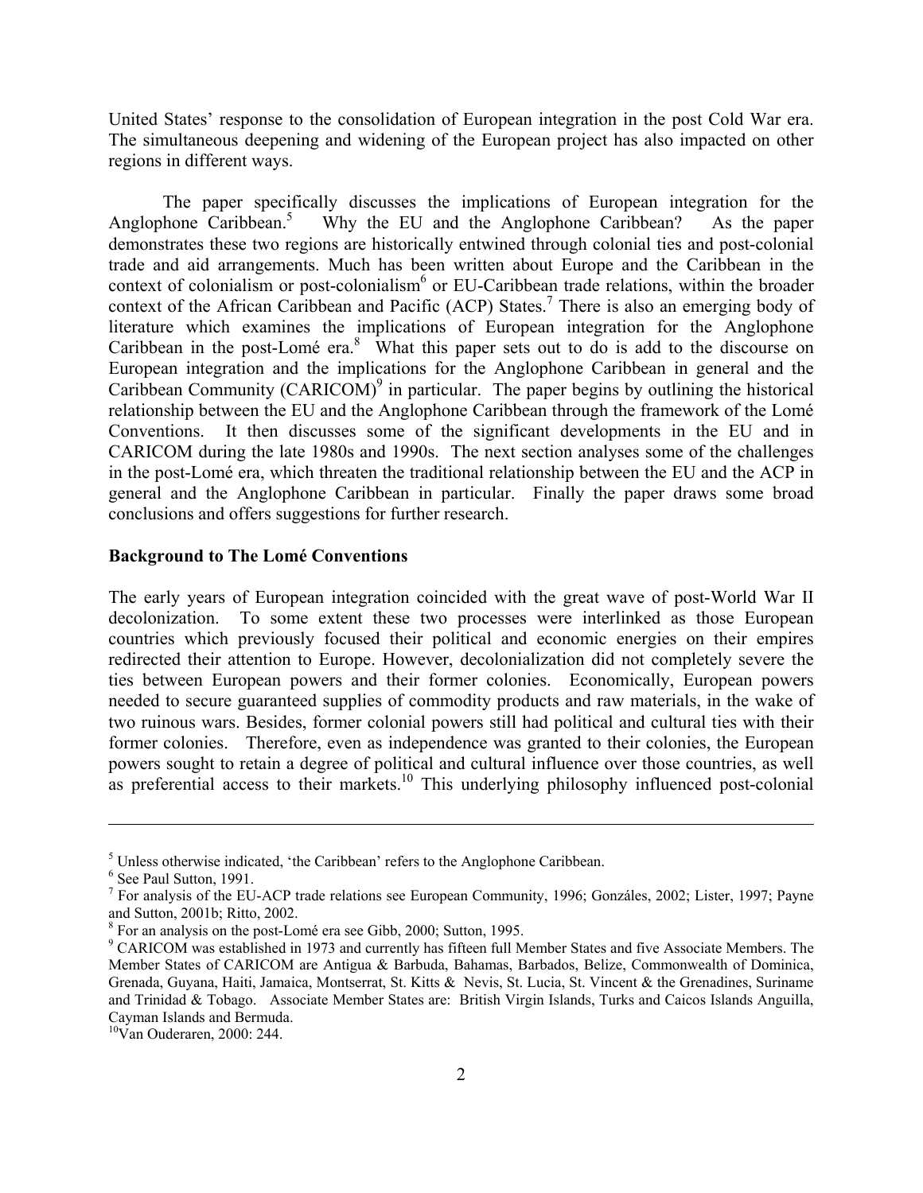United States' response to the consolidation of European integration in the post Cold War era. The simultaneous deepening and widening of the European project has also impacted on other regions in different ways.

The paper specifically discusses the implications of European integration for the Anglophone Caribbean.[5] Why the EU and the Anglophone Caribbean? As the paper demonstrates these two regions are historically entwined through colonial ties and post-colonial trade and aid arrangements. Much has been written about Europe and the Caribbean in the context of colonialism or post-colonialism[6] or EU-Caribbean trade relations, within the broader context of the African Caribbean and Pacific (ACP) States.[7] There is also an emerging body of literature which examines the implications of European integration for the Anglophone Caribbean in the post-Lomé era.[8] What this paper sets out to do is add to the discourse on European integration and the implications for the Anglophone Caribbean in general and the Caribbean Community (CARICOM)[9] in particular. The paper begins by outlining the historical relationship between the EU and the Anglophone Caribbean through the framework of the Lomé Conventions. It then discusses some of the significant developments in the EU and in CARICOM during the late 1980s and 1990s. The next section analyses some of the challenges in the post-Lomé era, which threaten the traditional relationship between the EU and the ACP in general and the Anglophone Caribbean in particular. Finally the paper draws some broad conclusions and offers suggestions for further research.

**Background to The Lomé Conventions**

The early years of European integration coincided with the great wave of post-World War II decolonization. To some extent these two processes were interlinked as those European countries which previously focused their political and economic energies on their empires redirected their attention to Europe. However, decolonialization did not completely sever the ties between European powers and their former colonies. Economically, European powers needed to secure guaranteed supplies of commodity products and raw materials, in the wake of two ruinous wars. Besides, former colonial powers still had political and cultural ties with their former colonies. Therefore, even as independence was granted to their colonies, the European powers sought to retain a degree of political and cultural influence over those countries, as well as preferential access to their markets.[10] This underlying philosophy influenced post-colonial

---

[5] Unless otherwise indicated, 'the Caribbean' refers to the Anglophone Caribbean.

[6] See Paul Sutton, 1991.

[7] For analysis of the EU-ACP trade relations see European Community, 1996; Gonzáles, 2002; Lister, 1997; Payne and Sutton, 2001b; Ritto, 2002.

[8] For an analysis on the post-Lomé era see Gibb, 2000; Sutton, 1995.

[9] CARICOM was established in 1973 and currently has fifteen full Member States and five Associate Members. The Member States of CARICOM are Antigua & Barbuda, Bahamas, Barbados, Belize, Commonwealth of Dominica, Grenada, Guyana, Haiti, Jamaica, Montserrat, St. Kitts & Nevis, St. Lucia, St. Vincent & the Grenadines, Suriname and Trinidad & Tobago. Associate Member States are: British Virgin Islands, Turks and Caicos Islands Anguilla, Cayman Islands and Bermuda.

[10] Van Ouderaren, 2000: 244.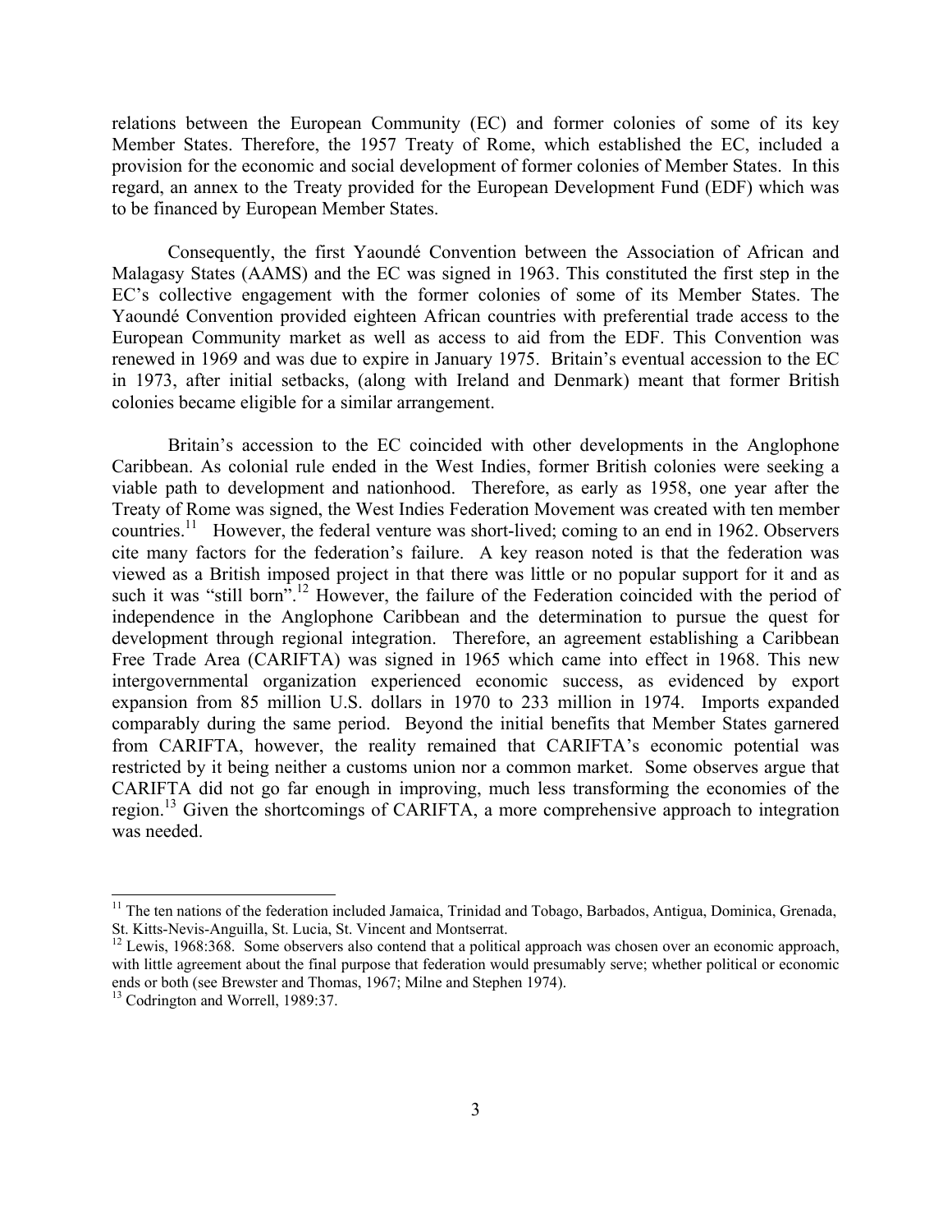relations between the European Community (EC) and former colonies of some of its key Member States. Therefore, the 1957 Treaty of Rome, which established the EC, included a provision for the economic and social development of former colonies of Member States. In this regard, an annex to the Treaty provided for the European Development Fund (EDF) which was to be financed by European Member States.

Consequently, the first Yaoundé Convention between the Association of African and Malagasy States (AAMS) and the EC was signed in 1963. This constituted the first step in the EC's collective engagement with the former colonies of some of its Member States. The Yaoundé Convention provided eighteen African countries with preferential trade access to the European Community market as well as access to aid from the EDF. This Convention was renewed in 1969 and was due to expire in January 1975. Britain's eventual accession to the EC in 1973, after initial setbacks, (along with Ireland and Denmark) meant that former British colonies became eligible for a similar arrangement.

Britain's accession to the EC coincided with other developments in the Anglophone Caribbean. As colonial rule ended in the West Indies, former British colonies were seeking a viable path to development and nationhood. Therefore, as early as 1958, one year after the Treaty of Rome was signed, the West Indies Federation Movement was created with ten member countries.[11] However, the federal venture was short-lived; coming to an end in 1962. Observers cite many factors for the federation's failure. A key reason noted is that the federation was viewed as a British imposed project in that there was little or no popular support for it and as such it was "still born".[12] However, the failure of the Federation coincided with the period of independence in the Anglophone Caribbean and the determination to pursue the quest for development through regional integration. Therefore, an agreement establishing a Caribbean Free Trade Area (CARIFTA) was signed in 1965 which came into effect in 1968. This new intergovernmental organization experienced economic success, as evidenced by export expansion from 85 million U.S. dollars in 1970 to 233 million in 1974. Imports expanded comparably during the same period. Beyond the initial benefits that Member States garnered from CARIFTA, however, the reality remained that CARIFTA's economic potential was restricted by it being neither a customs union nor a common market. Some observes argue that CARIFTA did not go far enough in improving, much less transforming the economies of the region.[13] Given the shortcomings of CARIFTA, a more comprehensive approach to integration was needed.

---

[11] The ten nations of the federation included Jamaica, Trinidad and Tobago, Barbados, Antigua, Dominica, Grenada, St. Kitts-Nevis-Anguilla, St. Lucia, St. Vincent and Montserrat.

[12] Lewis, 1968:368. Some observers also contend that a political approach was chosen over an economic approach, with little agreement about the final purpose that federation would presumably serve; whether political or economic ends or both (see Brewster and Thomas, 1967; Milne and Stephen 1974).

[13] Codrington and Worrell, 1989:37.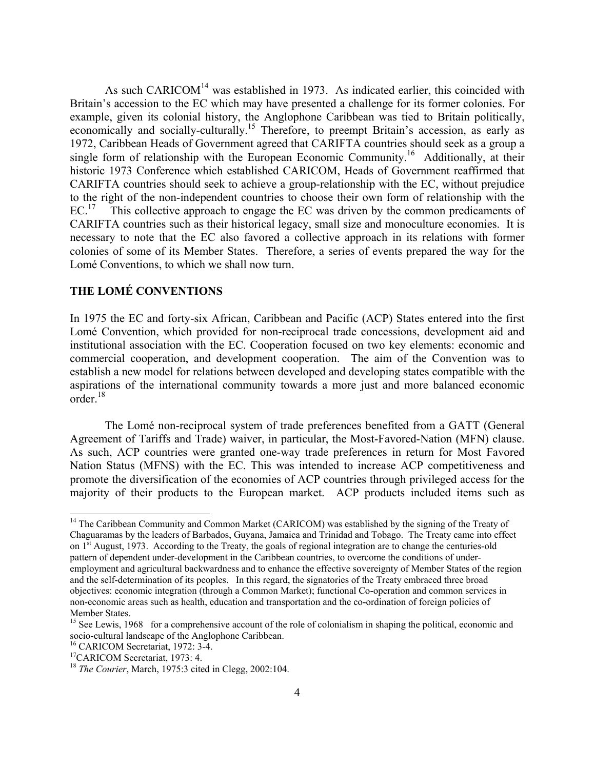As such CARICOM[14] was established in 1973. As indicated earlier, this coincided with Britain's accession to the EC which may have presented a challenge for its former colonies. For example, given its colonial history, the Anglophone Caribbean was tied to Britain politically, economically and socially-culturally.[15] Therefore, to preempt Britain's accession, as early as 1972, Caribbean Heads of Government agreed that CARIFTA countries should seek as a group a single form of relationship with the European Economic Community.[16] Additionally, at their historic 1973 Conference which established CARICOM, Heads of Government reaffirmed that CARIFTA countries should seek to achieve a group-relationship with the EC, without prejudice to the right of the non-independent countries to choose their own form of relationship with the EC.[17] This collective approach to engage the EC was driven by the common predicaments of CARIFTA countries such as their historical legacy, small size and monoculture economies. It is necessary to note that the EC also favored a collective approach in its relations with former colonies of some of its Member States. Therefore, a series of events prepared the way for the Lomé Conventions, to which we shall now turn.

## THE LOMÉ CONVENTIONS

In 1975 the EC and forty-six African, Caribbean and Pacific (ACP) States entered into the first Lomé Convention, which provided for non-reciprocal trade concessions, development aid and institutional association with the EC. Cooperation focused on two key elements: economic and commercial cooperation, and development cooperation. The aim of the Convention was to establish a new model for relations between developed and developing states compatible with the aspirations of the international community towards a more just and more balanced economic order.[18]

The Lomé non-reciprocal system of trade preferences benefited from a GATT (General Agreement of Tariffs and Trade) waiver, in particular, the Most-Favored-Nation (MFN) clause. As such, ACP countries were granted one-way trade preferences in return for Most Favored Nation Status (MFNS) with the EC. This was intended to increase ACP competitiveness and promote the diversification of the economies of ACP countries through privileged access for the majority of their products to the European market. ACP products included items such as

---

[14] The Caribbean Community and Common Market (CARICOM) was established by the signing of the Treaty of Chaguaramas by the leaders of Barbados, Guyana, Jamaica and Trinidad and Tobago. The Treaty came into effect on 1st August, 1973. According to the Treaty, the goals of regional integration are to change the centuries-old pattern of dependent under-development in the Caribbean countries, to overcome the conditions of under-employment and agricultural backwardness and to enhance the effective sovereignty of Member States of the region and the self-determination of its peoples. In this regard, the signatories of the Treaty embraced three broad objectives: economic integration (through a Common Market); functional Co-operation and common services in non-economic areas such as health, education and transportation and the co-ordination of foreign policies of Member States.

[15] See Lewis, 1968 for a comprehensive account of the role of colonialism in shaping the political, economic and socio-cultural landscape of the Anglophone Caribbean.

[16] CARICOM Secretariat, 1972: 3-4.

[17] CARICOM Secretariat, 1973: 4.

[18] *The Courier*, March, 1975:3 cited in Clegg, 2002:104.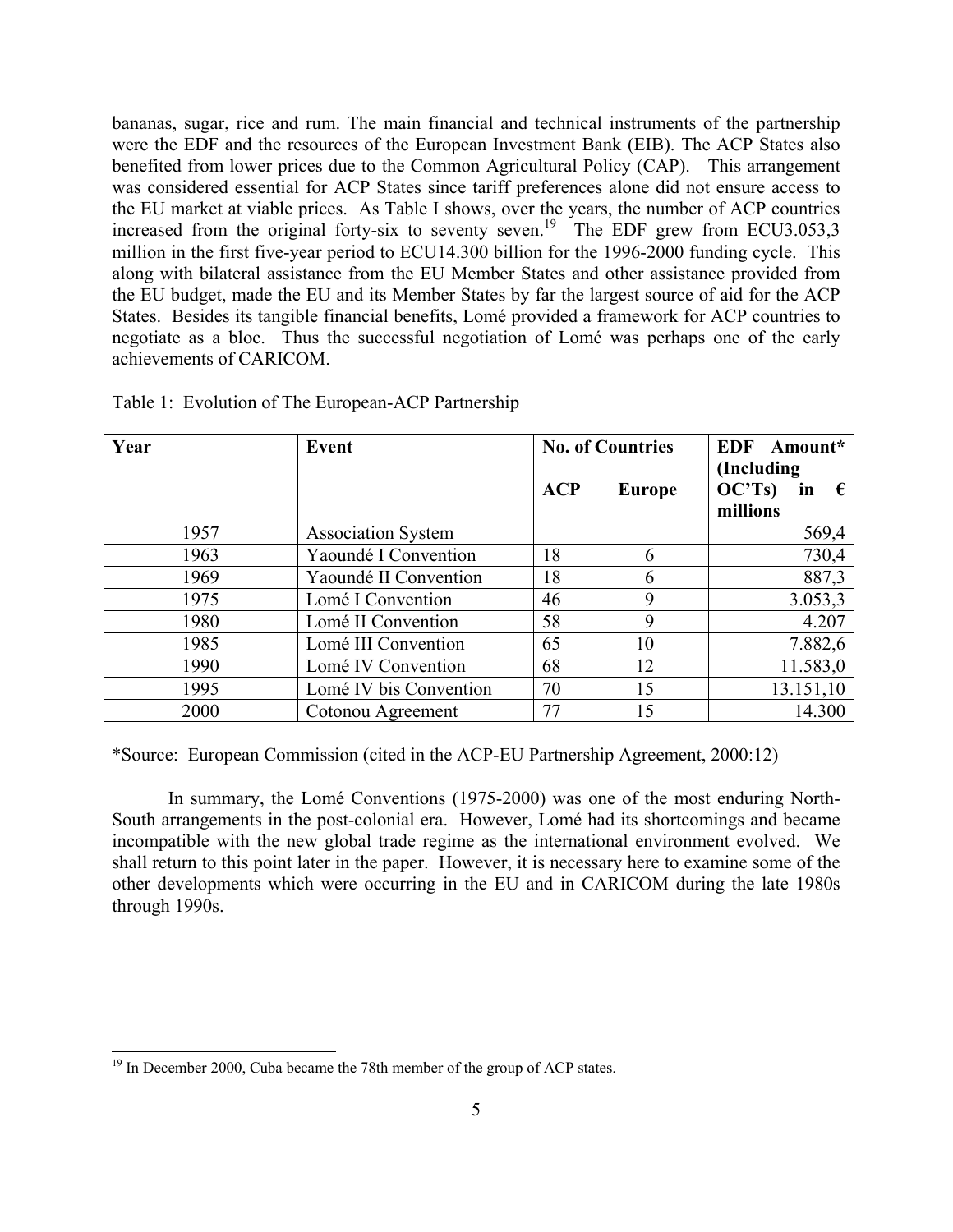bananas, sugar, rice and rum. The main financial and technical instruments of the partnership were the EDF and the resources of the European Investment Bank (EIB). The ACP States also benefited from lower prices due to the Common Agricultural Policy (CAP). This arrangement was considered essential for ACP States since tariff preferences alone did not ensure access to the EU market at viable prices. As Table I shows, over the years, the number of ACP countries increased from the original forty-six to seventy seven.[19] The EDF grew from ECU3.053,3 million in the first five-year period to ECU14.300 billion for the 1996-2000 funding cycle. This along with bilateral assistance from the EU Member States and other assistance provided from the EU budget, made the EU and its Member States by far the largest source of aid for the ACP States. Besides its tangible financial benefits, Lomé provided a framework for ACP countries to negotiate as a bloc. Thus the successful negotiation of Lomé was perhaps one of the early achievements of CARICOM.

Table 1: Evolution of The European-ACP Partnership

| **Year** | **Event** | **No. of Countries** | | **EDF Amount* (Including OC'Ts) in € millions** |
|---|---|---|---|---|
| | | **ACP** | **Europe** | |
| 1957 | Association System | | | 569,4 |
| 1963 | Yaoundé I Convention | 18 | 6 | 730,4 |
| 1969 | Yaoundé II Convention | 18 | 6 | 887,3 |
| 1975 | Lomé I Convention | 46 | 9 | 3.053,3 |
| 1980 | Lomé II Convention | 58 | 9 | 4.207 |
| 1985 | Lomé III Convention | 65 | 10 | 7.882,6 |
| 1990 | Lomé IV Convention | 68 | 12 | 11.583,0 |
| 1995 | Lomé IV bis Convention | 70 | 15 | 13.151,10 |
| 2000 | Cotonou Agreement | 77 | 15 | 14.300 |

*Source: European Commission (cited in the ACP-EU Partnership Agreement, 2000:12)

In summary, the Lomé Conventions (1975-2000) was one of the most enduring North-South arrangements in the post-colonial era. However, Lomé had its shortcomings and became incompatible with the new global trade regime as the international environment evolved. We shall return to this point later in the paper. However, it is necessary here to examine some of the other developments which were occurring in the EU and in CARICOM during the late 1980s through 1990s.

[19] In December 2000, Cuba became the 78th member of the group of ACP states.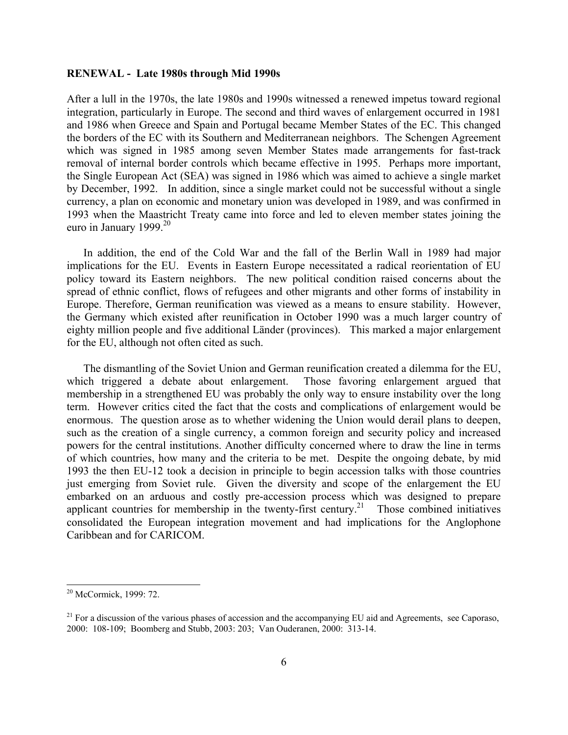**RENEWAL - Late 1980s through Mid 1990s**

After a lull in the 1970s, the late 1980s and 1990s witnessed a renewed impetus toward regional integration, particularly in Europe. The second and third waves of enlargement occurred in 1981 and 1986 when Greece and Spain and Portugal became Member States of the EC. This changed the borders of the EC with its Southern and Mediterranean neighbors. The Schengen Agreement which was signed in 1985 among seven Member States made arrangements for fast-track removal of internal border controls which became effective in 1995. Perhaps more important, the Single European Act (SEA) was signed in 1986 which was aimed to achieve a single market by December, 1992. In addition, since a single market could not be successful without a single currency, a plan on economic and monetary union was developed in 1989, and was confirmed in 1993 when the Maastricht Treaty came into force and led to eleven member states joining the euro in January 1999.[20]

In addition, the end of the Cold War and the fall of the Berlin Wall in 1989 had major implications for the EU. Events in Eastern Europe necessitated a radical reorientation of EU policy toward its Eastern neighbors. The new political condition raised concerns about the spread of ethnic conflict, flows of refugees and other migrants and other forms of instability in Europe. Therefore, German reunification was viewed as a means to ensure stability. However, the Germany which existed after reunification in October 1990 was a much larger country of eighty million people and five additional Länder (provinces). This marked a major enlargement for the EU, although not often cited as such.

The dismantling of the Soviet Union and German reunification created a dilemma for the EU, which triggered a debate about enlargement. Those favoring enlargement argued that membership in a strengthened EU was probably the only way to ensure instability over the long term. However critics cited the fact that the costs and complications of enlargement would be enormous. The question arose as to whether widening the Union would derail plans to deepen, such as the creation of a single currency, a common foreign and security policy and increased powers for the central institutions. Another difficulty concerned where to draw the line in terms of which countries, how many and the criteria to be met. Despite the ongoing debate, by mid 1993 the then EU-12 took a decision in principle to begin accession talks with those countries just emerging from Soviet rule. Given the diversity and scope of the enlargement the EU embarked on an arduous and costly pre-accession process which was designed to prepare applicant countries for membership in the twenty-first century.[21] Those combined initiatives consolidated the European integration movement and had implications for the Anglophone Caribbean and for CARICOM.

---

[20] McCormick, 1999: 72.

[21] For a discussion of the various phases of accession and the accompanying EU aid and Agreements, see Caporaso, 2000: 108-109; Boomberg and Stubb, 2003: 203; Van Ouderanen, 2000: 313-14.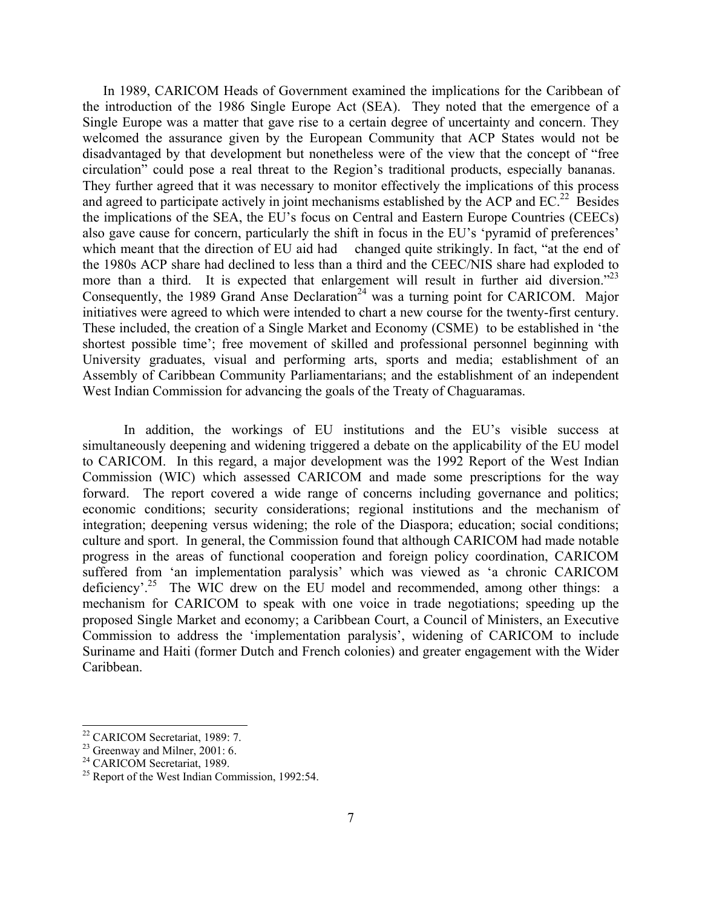In 1989, CARICOM Heads of Government examined the implications for the Caribbean of the introduction of the 1986 Single Europe Act (SEA). They noted that the emergence of a Single Europe was a matter that gave rise to a certain degree of uncertainty and concern. They welcomed the assurance given by the European Community that ACP States would not be disadvantaged by that development but nonetheless were of the view that the concept of "free circulation" could pose a real threat to the Region's traditional products, especially bananas. They further agreed that it was necessary to monitor effectively the implications of this process and agreed to participate actively in joint mechanisms established by the ACP and EC.[22] Besides the implications of the SEA, the EU's focus on Central and Eastern Europe Countries (CEECs) also gave cause for concern, particularly the shift in focus in the EU's 'pyramid of preferences' which meant that the direction of EU aid had changed quite strikingly. In fact, "at the end of the 1980s ACP share had declined to less than a third and the CEEC/NIS share had exploded to more than a third. It is expected that enlargement will result in further aid diversion."[23] Consequently, the 1989 Grand Anse Declaration[24] was a turning point for CARICOM. Major initiatives were agreed to which were intended to chart a new course for the twenty-first century. These included, the creation of a Single Market and Economy (CSME) to be established in 'the shortest possible time'; free movement of skilled and professional personnel beginning with University graduates, visual and performing arts, sports and media; establishment of an Assembly of Caribbean Community Parliamentarians; and the establishment of an independent West Indian Commission for advancing the goals of the Treaty of Chaguaramas.

In addition, the workings of EU institutions and the EU's visible success at simultaneously deepening and widening triggered a debate on the applicability of the EU model to CARICOM. In this regard, a major development was the 1992 Report of the West Indian Commission (WIC) which assessed CARICOM and made some prescriptions for the way forward. The report covered a wide range of concerns including governance and politics; economic conditions; security considerations; regional institutions and the mechanism of integration; deepening versus widening; the role of the Diaspora; education; social conditions; culture and sport. In general, the Commission found that although CARICOM had made notable progress in the areas of functional cooperation and foreign policy coordination, CARICOM suffered from 'an implementation paralysis' which was viewed as 'a chronic CARICOM deficiency'.[25] The WIC drew on the EU model and recommended, among other things: a mechanism for CARICOM to speak with one voice in trade negotiations; speeding up the proposed Single Market and economy; a Caribbean Court, a Council of Ministers, an Executive Commission to address the 'implementation paralysis', widening of CARICOM to include Suriname and Haiti (former Dutch and French colonies) and greater engagement with the Wider Caribbean.

---

[22] CARICOM Secretariat, 1989: 7.

[23] Greenway and Milner, 2001: 6.

[24] CARICOM Secretariat, 1989.

[25] Report of the West Indian Commission, 1992:54.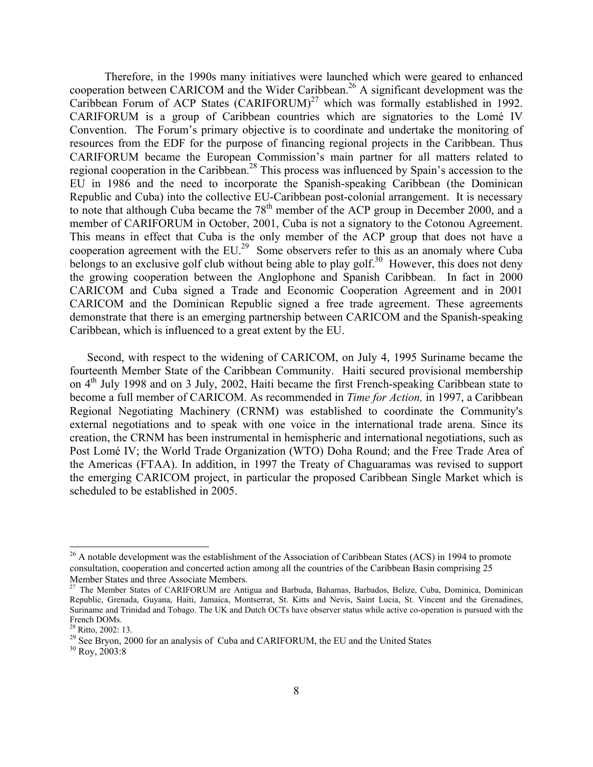Therefore, in the 1990s many initiatives were launched which were geared to enhanced cooperation between CARICOM and the Wider Caribbean.[26] A significant development was the Caribbean Forum of ACP States (CARIFORUM)[27] which was formally established in 1992. CARIFORUM is a group of Caribbean countries which are signatories to the Lomé IV Convention. The Forum's primary objective is to coordinate and undertake the monitoring of resources from the EDF for the purpose of financing regional projects in the Caribbean. Thus CARIFORUM became the European Commission's main partner for all matters related to regional cooperation in the Caribbean.[28] This process was influenced by Spain's accession to the EU in 1986 and the need to incorporate the Spanish-speaking Caribbean (the Dominican Republic and Cuba) into the collective EU-Caribbean post-colonial arrangement. It is necessary to note that although Cuba became the 78th member of the ACP group in December 2000, and a member of CARIFORUM in October, 2001, Cuba is not a signatory to the Cotonou Agreement. This means in effect that Cuba is the only member of the ACP group that does not have a cooperation agreement with the EU.[29] Some observers refer to this as an anomaly where Cuba belongs to an exclusive golf club without being able to play golf.[30] However, this does not deny the growing cooperation between the Anglophone and Spanish Caribbean. In fact in 2000 CARICOM and Cuba signed a Trade and Economic Cooperation Agreement and in 2001 CARICOM and the Dominican Republic signed a free trade agreement. These agreements demonstrate that there is an emerging partnership between CARICOM and the Spanish-speaking Caribbean, which is influenced to a great extent by the EU.

Second, with respect to the widening of CARICOM, on July 4, 1995 Suriname became the fourteenth Member State of the Caribbean Community. Haiti secured provisional membership on 4th July 1998 and on 3 July, 2002, Haiti became the first French-speaking Caribbean state to become a full member of CARICOM. As recommended in *Time for Action,* in 1997, a Caribbean Regional Negotiating Machinery (CRNM) was established to coordinate the Community's external negotiations and to speak with one voice in the international trade arena. Since its creation, the CRNM has been instrumental in hemispheric and international negotiations, such as Post Lomé IV; the World Trade Organization (WTO) Doha Round; and the Free Trade Area of the Americas (FTAA). In addition, in 1997 the Treaty of Chaguaramas was revised to support the emerging CARICOM project, in particular the proposed Caribbean Single Market which is scheduled to be established in 2005.

---

[26] A notable development was the establishment of the Association of Caribbean States (ACS) in 1994 to promote consultation, cooperation and concerted action among all the countries of the Caribbean Basin comprising 25 Member States and three Associate Members.

[27] The Member States of CARIFORUM are Antigua and Barbuda, Bahamas, Barbados, Belize, Cuba, Dominica, Dominican Republic, Grenada, Guyana, Haiti, Jamaica, Montserrat, St. Kitts and Nevis, Saint Lucia, St. Vincent and the Grenadines, Suriname and Trinidad and Tobago. The UK and Dutch OCTs have observer status while active co-operation is pursued with the French DOMs.

[28] Ritto, 2002: 13.

[29] See Bryon, 2000 for an analysis of Cuba and CARIFORUM, the EU and the United States

[30] Roy, 2003:8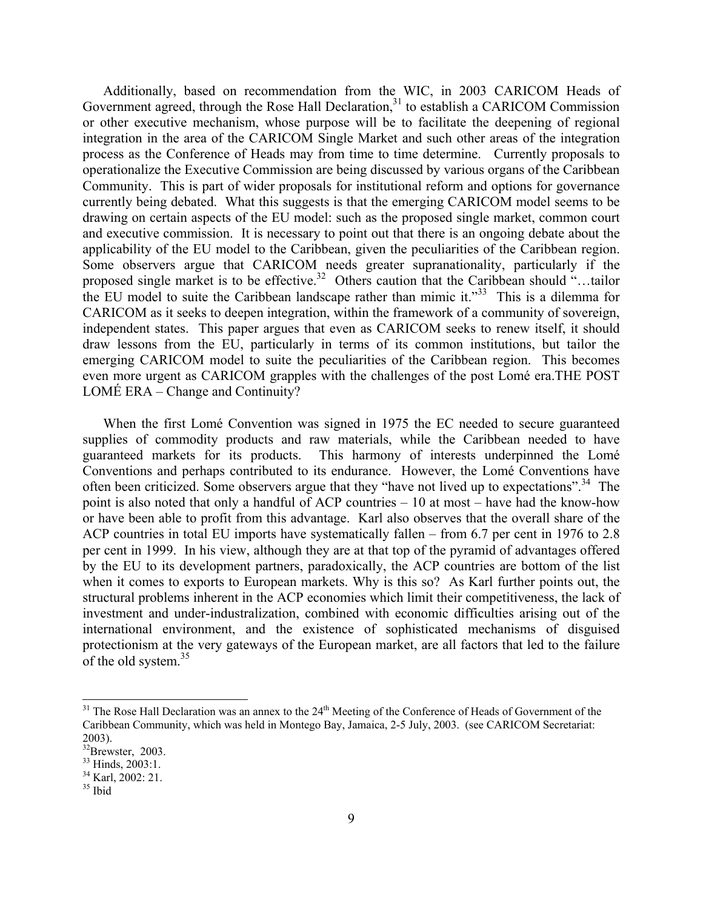Additionally, based on recommendation from the WIC, in 2003 CARICOM Heads of Government agreed, through the Rose Hall Declaration,[31] to establish a CARICOM Commission or other executive mechanism, whose purpose will be to facilitate the deepening of regional integration in the area of the CARICOM Single Market and such other areas of the integration process as the Conference of Heads may from time to time determine. Currently proposals to operationalize the Executive Commission are being discussed by various organs of the Caribbean Community. This is part of wider proposals for institutional reform and options for governance currently being debated. What this suggests is that the emerging CARICOM model seems to be drawing on certain aspects of the EU model: such as the proposed single market, common court and executive commission. It is necessary to point out that there is an ongoing debate about the applicability of the EU model to the Caribbean, given the peculiarities of the Caribbean region. Some observers argue that CARICOM needs greater supranationality, particularly if the proposed single market is to be effective.[32] Others caution that the Caribbean should "…tailor the EU model to suite the Caribbean landscape rather than mimic it."[33] This is a dilemma for CARICOM as it seeks to deepen integration, within the framework of a community of sovereign, independent states. This paper argues that even as CARICOM seeks to renew itself, it should draw lessons from the EU, particularly in terms of its common institutions, but tailor the emerging CARICOM model to suite the peculiarities of the Caribbean region. This becomes even more urgent as CARICOM grapples with the challenges of the post Lomé era.

## THE POST LOMÉ ERA – Change and Continuity?

When the first Lomé Convention was signed in 1975 the EC needed to secure guaranteed supplies of commodity products and raw materials, while the Caribbean needed to have guaranteed markets for its products. This harmony of interests underpinned the Lomé Conventions and perhaps contributed to its endurance. However, the Lomé Conventions have often been criticized. Some observers argue that they "have not lived up to expectations".[34] The point is also noted that only a handful of ACP countries – 10 at most – have had the know-how or have been able to profit from this advantage. Karl also observes that the overall share of the ACP countries in total EU imports have systematically fallen – from 6.7 per cent in 1976 to 2.8 per cent in 1999. In his view, although they are at that top of the pyramid of advantages offered by the EU to its development partners, paradoxically, the ACP countries are bottom of the list when it comes to exports to European markets. Why is this so? As Karl further points out, the structural problems inherent in the ACP economies which limit their competitiveness, the lack of investment and under-industralization, combined with economic difficulties arising out of the international environment, and the existence of sophisticated mechanisms of disguised protectionism at the very gateways of the European market, are all factors that led to the failure of the old system.[35]

---

[31] The Rose Hall Declaration was an annex to the 24th Meeting of the Conference of Heads of Government of the Caribbean Community, which was held in Montego Bay, Jamaica, 2-5 July, 2003. (see CARICOM Secretariat: 2003).

[32] Brewster, 2003.

[33] Hinds, 2003:1.

[34] Karl, 2002: 21.

[35] Ibid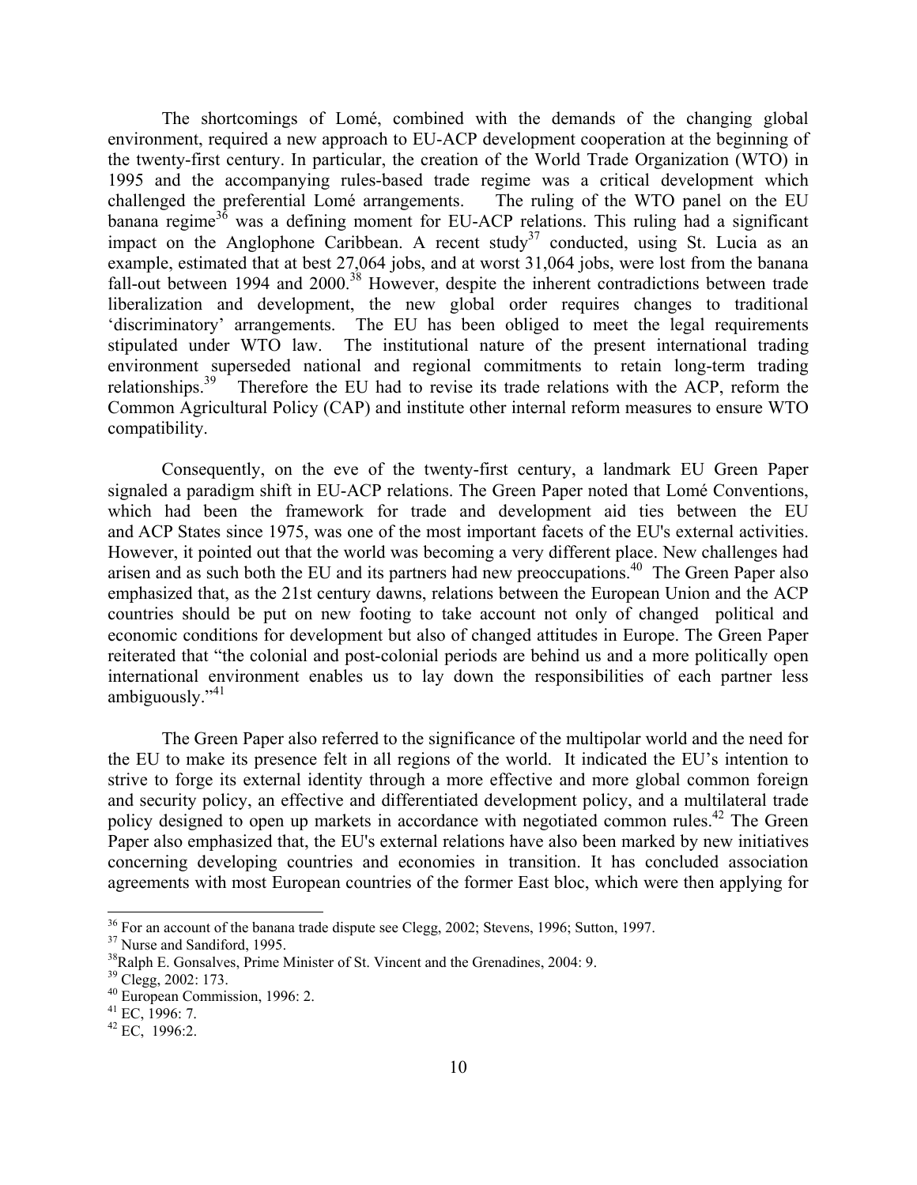The shortcomings of Lomé, combined with the demands of the changing global environment, required a new approach to EU-ACP development cooperation at the beginning of the twenty-first century. In particular, the creation of the World Trade Organization (WTO) in 1995 and the accompanying rules-based trade regime was a critical development which challenged the preferential Lomé arrangements. The ruling of the WTO panel on the EU banana regime[36] was a defining moment for EU-ACP relations. This ruling had a significant impact on the Anglophone Caribbean. A recent study[37] conducted, using St. Lucia as an example, estimated that at best 27,064 jobs, and at worst 31,064 jobs, were lost from the banana fall-out between 1994 and 2000.[38] However, despite the inherent contradictions between trade liberalization and development, the new global order requires changes to traditional 'discriminatory' arrangements. The EU has been obliged to meet the legal requirements stipulated under WTO law. The institutional nature of the present international trading environment superseded national and regional commitments to retain long-term trading relationships.[39] Therefore the EU had to revise its trade relations with the ACP, reform the Common Agricultural Policy (CAP) and institute other internal reform measures to ensure WTO compatibility.

Consequently, on the eve of the twenty-first century, a landmark EU Green Paper signaled a paradigm shift in EU-ACP relations. The Green Paper noted that Lomé Conventions, which had been the framework for trade and development aid ties between the EU and ACP States since 1975, was one of the most important facets of the EU's external activities. However, it pointed out that the world was becoming a very different place. New challenges had arisen and as such both the EU and its partners had new preoccupations.[40] The Green Paper also emphasized that, as the 21st century dawns, relations between the European Union and the ACP countries should be put on new footing to take account not only of changed political and economic conditions for development but also of changed attitudes in Europe. The Green Paper reiterated that "the colonial and post-colonial periods are behind us and a more politically open international environment enables us to lay down the responsibilities of each partner less ambiguously."[41]

The Green Paper also referred to the significance of the multipolar world and the need for the EU to make its presence felt in all regions of the world. It indicated the EU's intention to strive to forge its external identity through a more effective and more global common foreign and security policy, an effective and differentiated development policy, and a multilateral trade policy designed to open up markets in accordance with negotiated common rules.[42] The Green Paper also emphasized that, the EU's external relations have also been marked by new initiatives concerning developing countries and economies in transition. It has concluded association agreements with most European countries of the former East bloc, which were then applying for

---

[36] For an account of the banana trade dispute see Clegg, 2002; Stevens, 1996; Sutton, 1997.

[37] Nurse and Sandiford, 1995.

[38] Ralph E. Gonsalves, Prime Minister of St. Vincent and the Grenadines, 2004: 9.

[39] Clegg, 2002: 173.

[40] European Commission, 1996: 2.

[41] EC, 1996: 7.

[42] EC, 1996:2.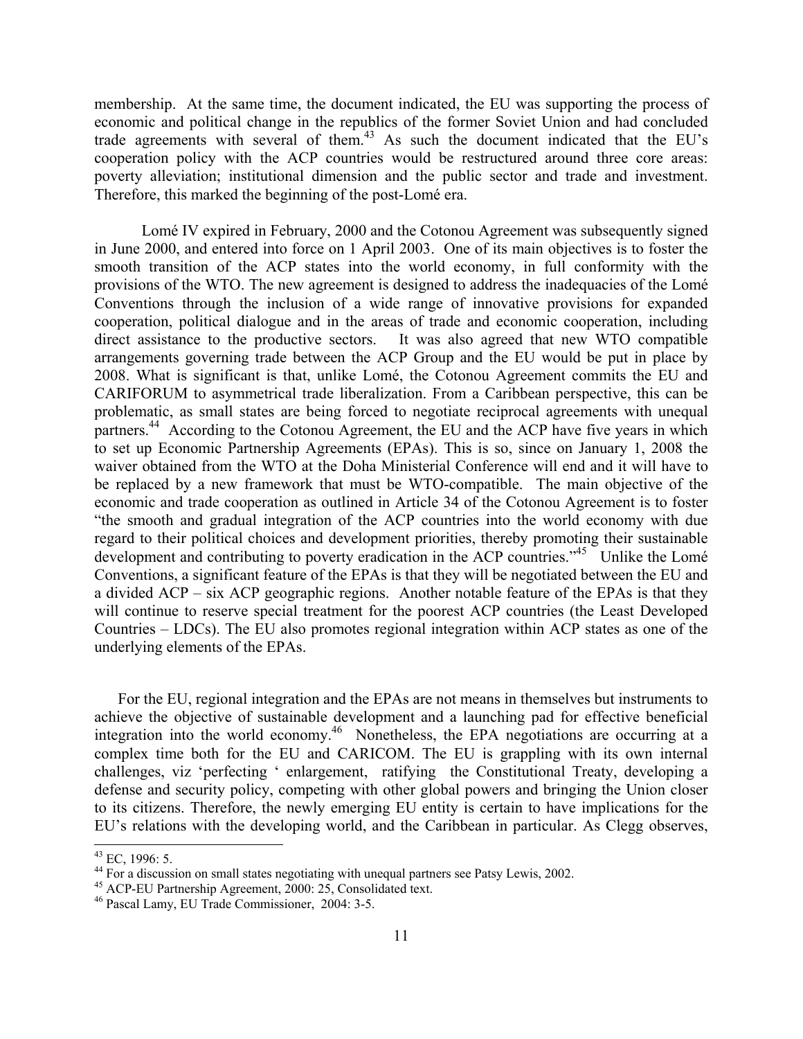membership. At the same time, the document indicated, the EU was supporting the process of economic and political change in the republics of the former Soviet Union and had concluded trade agreements with several of them.[43] As such the document indicated that the EU's cooperation policy with the ACP countries would be restructured around three core areas: poverty alleviation; institutional dimension and the public sector and trade and investment. Therefore, this marked the beginning of the post-Lomé era.

Lomé IV expired in February, 2000 and the Cotonou Agreement was subsequently signed in June 2000, and entered into force on 1 April 2003. One of its main objectives is to foster the smooth transition of the ACP states into the world economy, in full conformity with the provisions of the WTO. The new agreement is designed to address the inadequacies of the Lomé Conventions through the inclusion of a wide range of innovative provisions for expanded cooperation, political dialogue and in the areas of trade and economic cooperation, including direct assistance to the productive sectors. It was also agreed that new WTO compatible arrangements governing trade between the ACP Group and the EU would be put in place by 2008. What is significant is that, unlike Lomé, the Cotonou Agreement commits the EU and CARIFORUM to asymmetrical trade liberalization. From a Caribbean perspective, this can be problematic, as small states are being forced to negotiate reciprocal agreements with unequal partners.[44] According to the Cotonou Agreement, the EU and the ACP have five years in which to set up Economic Partnership Agreements (EPAs). This is so, since on January 1, 2008 the waiver obtained from the WTO at the Doha Ministerial Conference will end and it will have to be replaced by a new framework that must be WTO-compatible. The main objective of the economic and trade cooperation as outlined in Article 34 of the Cotonou Agreement is to foster "the smooth and gradual integration of the ACP countries into the world economy with due regard to their political choices and development priorities, thereby promoting their sustainable development and contributing to poverty eradication in the ACP countries."[45] Unlike the Lomé Conventions, a significant feature of the EPAs is that they will be negotiated between the EU and a divided ACP – six ACP geographic regions. Another notable feature of the EPAs is that they will continue to reserve special treatment for the poorest ACP countries (the Least Developed Countries – LDCs). The EU also promotes regional integration within ACP states as one of the underlying elements of the EPAs.

For the EU, regional integration and the EPAs are not means in themselves but instruments to achieve the objective of sustainable development and a launching pad for effective beneficial integration into the world economy.[46] Nonetheless, the EPA negotiations are occurring at a complex time both for the EU and CARICOM. The EU is grappling with its own internal challenges, viz 'perfecting ' enlargement, ratifying the Constitutional Treaty, developing a defense and security policy, competing with other global powers and bringing the Union closer to its citizens. Therefore, the newly emerging EU entity is certain to have implications for the EU's relations with the developing world, and the Caribbean in particular. As Clegg observes,

---

[43] EC, 1996: 5.

[44] For a discussion on small states negotiating with unequal partners see Patsy Lewis, 2002.

[45] ACP-EU Partnership Agreement, 2000: 25, Consolidated text.

[46] Pascal Lamy, EU Trade Commissioner, 2004: 3-5.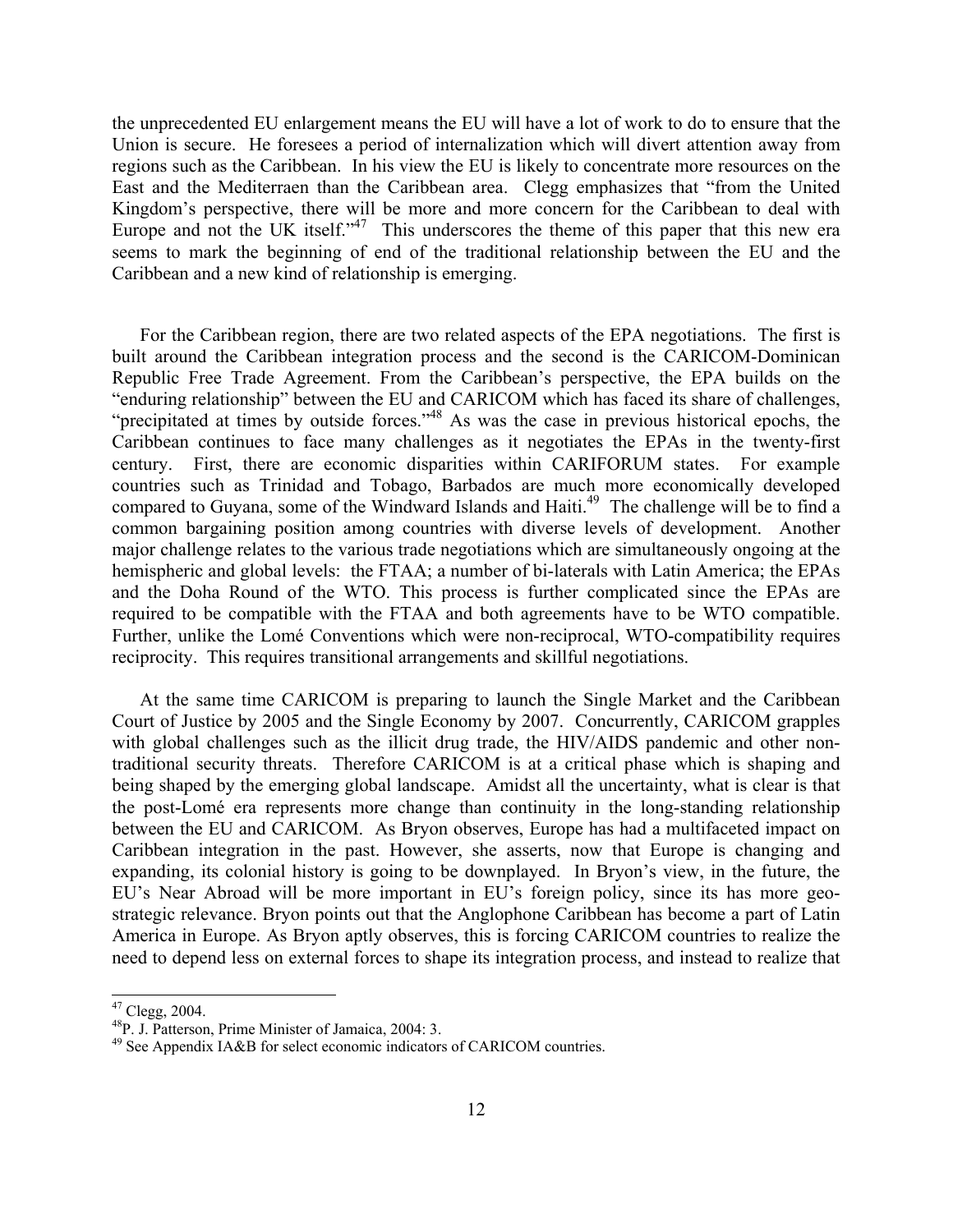the unprecedented EU enlargement means the EU will have a lot of work to do to ensure that the Union is secure. He foresees a period of internalization which will divert attention away from regions such as the Caribbean. In his view the EU is likely to concentrate more resources on the East and the Mediterraen than the Caribbean area. Clegg emphasizes that "from the United Kingdom's perspective, there will be more and more concern for the Caribbean to deal with Europe and not the UK itself."[47] This underscores the theme of this paper that this new era seems to mark the beginning of end of the traditional relationship between the EU and the Caribbean and a new kind of relationship is emerging.

For the Caribbean region, there are two related aspects of the EPA negotiations. The first is built around the Caribbean integration process and the second is the CARICOM-Dominican Republic Free Trade Agreement. From the Caribbean's perspective, the EPA builds on the "enduring relationship" between the EU and CARICOM which has faced its share of challenges, "precipitated at times by outside forces."[48] As was the case in previous historical epochs, the Caribbean continues to face many challenges as it negotiates the EPAs in the twenty-first century. First, there are economic disparities within CARIFORUM states. For example countries such as Trinidad and Tobago, Barbados are much more economically developed compared to Guyana, some of the Windward Islands and Haiti.[49] The challenge will be to find a common bargaining position among countries with diverse levels of development. Another major challenge relates to the various trade negotiations which are simultaneously ongoing at the hemispheric and global levels: the FTAA; a number of bi-laterals with Latin America; the EPAs and the Doha Round of the WTO. This process is further complicated since the EPAs are required to be compatible with the FTAA and both agreements have to be WTO compatible. Further, unlike the Lomé Conventions which were non-reciprocal, WTO-compatibility requires reciprocity. This requires transitional arrangements and skillful negotiations.

At the same time CARICOM is preparing to launch the Single Market and the Caribbean Court of Justice by 2005 and the Single Economy by 2007. Concurrently, CARICOM grapples with global challenges such as the illicit drug trade, the HIV/AIDS pandemic and other non-traditional security threats. Therefore CARICOM is at a critical phase which is shaping and being shaped by the emerging global landscape. Amidst all the uncertainty, what is clear is that the post-Lomé era represents more change than continuity in the long-standing relationship between the EU and CARICOM. As Bryon observes, Europe has had a multifaceted impact on Caribbean integration in the past. However, she asserts, now that Europe is changing and expanding, its colonial history is going to be downplayed. In Bryon's view, in the future, the EU's Near Abroad will be more important in EU's foreign policy, since its has more geo-strategic relevance. Bryon points out that the Anglophone Caribbean has become a part of Latin America in Europe. As Bryon aptly observes, this is forcing CARICOM countries to realize the need to depend less on external forces to shape its integration process, and instead to realize that

---

[47] Clegg, 2004.

[48] P. J. Patterson, Prime Minister of Jamaica, 2004: 3.

[49] See Appendix IA&B for select economic indicators of CARICOM countries.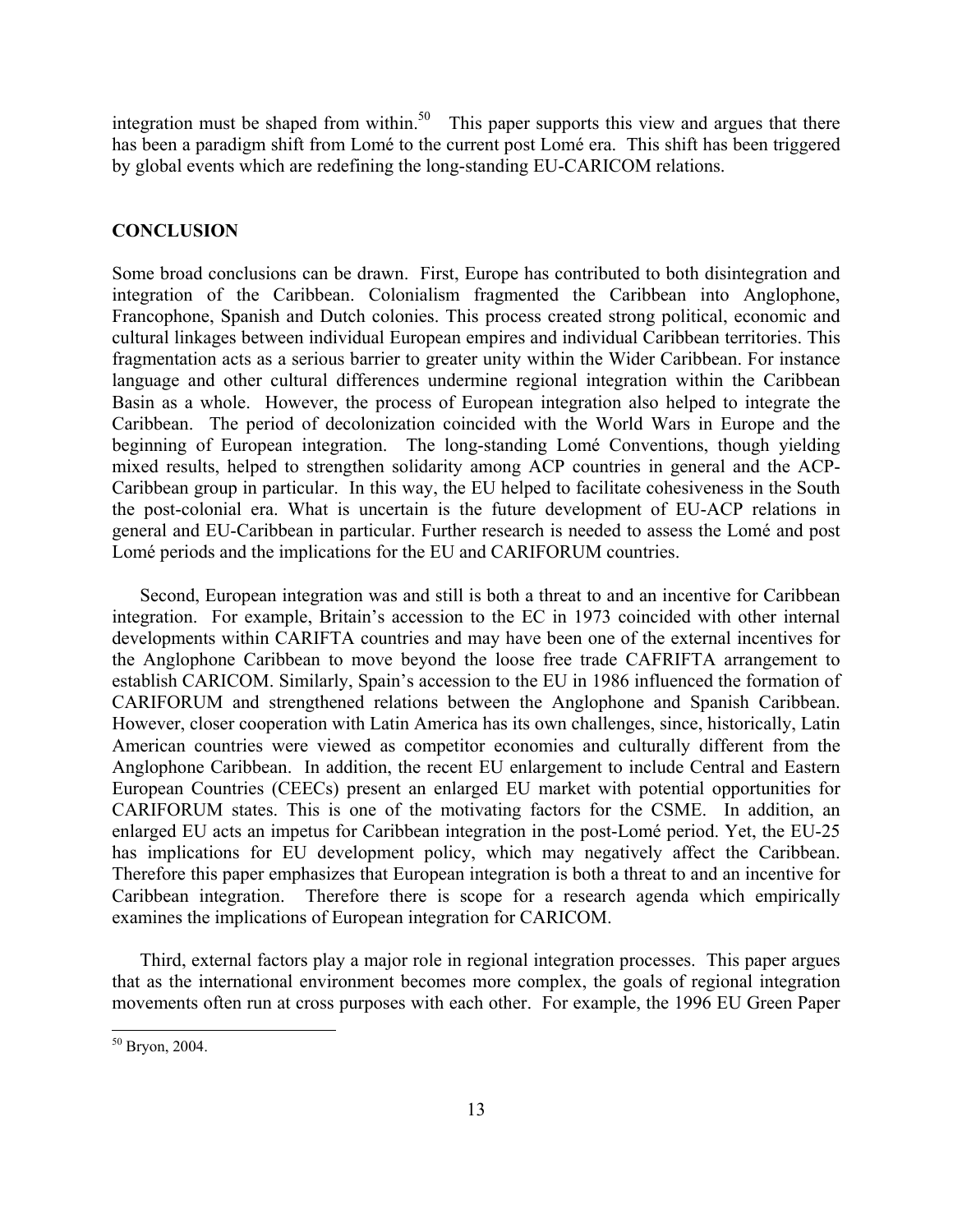integration must be shaped from within.[50] This paper supports this view and argues that there has been a paradigm shift from Lomé to the current post Lomé era. This shift has been triggered by global events which are redefining the long-standing EU-CARICOM relations.

## CONCLUSION

Some broad conclusions can be drawn. First, Europe has contributed to both disintegration and integration of the Caribbean. Colonialism fragmented the Caribbean into Anglophone, Francophone, Spanish and Dutch colonies. This process created strong political, economic and cultural linkages between individual European empires and individual Caribbean territories. This fragmentation acts as a serious barrier to greater unity within the Wider Caribbean. For instance language and other cultural differences undermine regional integration within the Caribbean Basin as a whole. However, the process of European integration also helped to integrate the Caribbean. The period of decolonization coincided with the World Wars in Europe and the beginning of European integration. The long-standing Lomé Conventions, though yielding mixed results, helped to strengthen solidarity among ACP countries in general and the ACP-Caribbean group in particular. In this way, the EU helped to facilitate cohesiveness in the South the post-colonial era. What is uncertain is the future development of EU-ACP relations in general and EU-Caribbean in particular. Further research is needed to assess the Lomé and post Lomé periods and the implications for the EU and CARIFORUM countries.

Second, European integration was and still is both a threat to and an incentive for Caribbean integration. For example, Britain's accession to the EC in 1973 coincided with other internal developments within CARIFTA countries and may have been one of the external incentives for the Anglophone Caribbean to move beyond the loose free trade CAFRIFTA arrangement to establish CARICOM. Similarly, Spain's accession to the EU in 1986 influenced the formation of CARIFORUM and strengthened relations between the Anglophone and Spanish Caribbean. However, closer cooperation with Latin America has its own challenges, since, historically, Latin American countries were viewed as competitor economies and culturally different from the Anglophone Caribbean. In addition, the recent EU enlargement to include Central and Eastern European Countries (CEECs) present an enlarged EU market with potential opportunities for CARIFORUM states. This is one of the motivating factors for the CSME. In addition, an enlarged EU acts an impetus for Caribbean integration in the post-Lomé period. Yet, the EU-25 has implications for EU development policy, which may negatively affect the Caribbean. Therefore this paper emphasizes that European integration is both a threat to and an incentive for Caribbean integration. Therefore there is scope for a research agenda which empirically examines the implications of European integration for CARICOM.

Third, external factors play a major role in regional integration processes. This paper argues that as the international environment becomes more complex, the goals of regional integration movements often run at cross purposes with each other. For example, the 1996 EU Green Paper

[50] Bryon, 2004.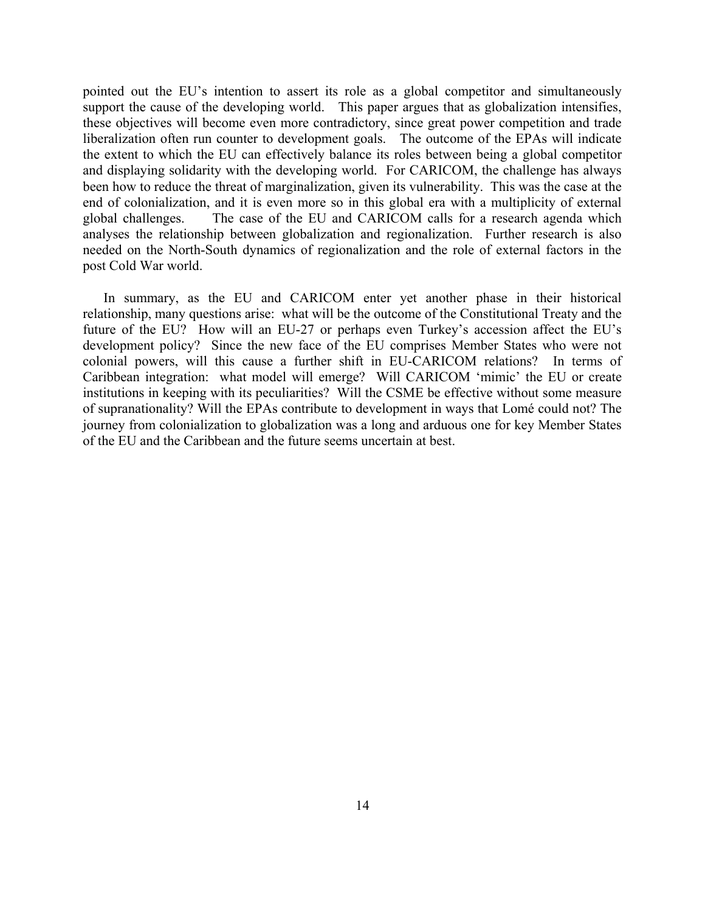pointed out the EU's intention to assert its role as a global competitor and simultaneously support the cause of the developing world. This paper argues that as globalization intensifies, these objectives will become even more contradictory, since great power competition and trade liberalization often run counter to development goals. The outcome of the EPAs will indicate the extent to which the EU can effectively balance its roles between being a global competitor and displaying solidarity with the developing world. For CARICOM, the challenge has always been how to reduce the threat of marginalization, given its vulnerability. This was the case at the end of colonialization, and it is even more so in this global era with a multiplicity of external global challenges. The case of the EU and CARICOM calls for a research agenda which analyses the relationship between globalization and regionalization. Further research is also needed on the North-South dynamics of regionalization and the role of external factors in the post Cold War world.

In summary, as the EU and CARICOM enter yet another phase in their historical relationship, many questions arise: what will be the outcome of the Constitutional Treaty and the future of the EU? How will an EU-27 or perhaps even Turkey's accession affect the EU's development policy? Since the new face of the EU comprises Member States who were not colonial powers, will this cause a further shift in EU-CARICOM relations? In terms of Caribbean integration: what model will emerge? Will CARICOM 'mimic' the EU or create institutions in keeping with its peculiarities? Will the CSME be effective without some measure of supranationality? Will the EPAs contribute to development in ways that Lomé could not? The journey from colonialization to globalization was a long and arduous one for key Member States of the EU and the Caribbean and the future seems uncertain at best.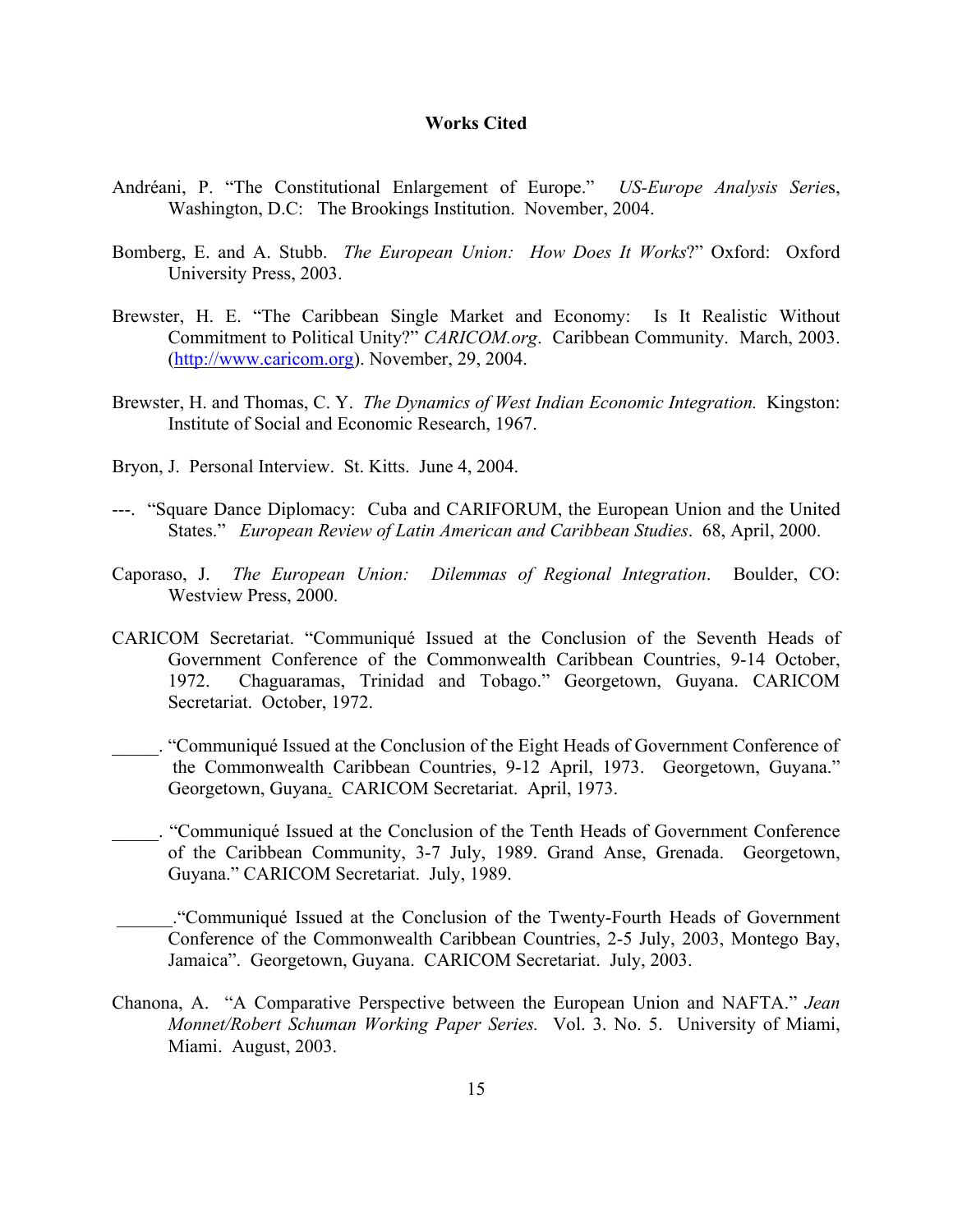# Works Cited

Andréani, P. "The Constitutional Enlargement of Europe." *US-Europe Analysis Series*, Washington, D.C: The Brookings Institution. November, 2004.

Bomberg, E. and A. Stubb. *The European Union: How Does It Works*?" Oxford: Oxford University Press, 2003.

Brewster, H. E. "The Caribbean Single Market and Economy: Is It Realistic Without Commitment to Political Unity?" *CARICOM.org*. Caribbean Community. March, 2003. (http://www.caricom.org). November, 29, 2004.

Brewster, H. and Thomas, C. Y. *The Dynamics of West Indian Economic Integration.* Kingston: Institute of Social and Economic Research, 1967.

Bryon, J. Personal Interview. St. Kitts. June 4, 2004.

---. "Square Dance Diplomacy: Cuba and CARIFORUM, the European Union and the United States." *European Review of Latin American and Caribbean Studies*. 68, April, 2000.

Caporaso, J. *The European Union: Dilemmas of Regional Integration*. Boulder, CO: Westview Press, 2000.

CARICOM Secretariat. "Communiqué Issued at the Conclusion of the Seventh Heads of Government Conference of the Commonwealth Caribbean Countries, 9-14 October, 1972. Chaguaramas, Trinidad and Tobago." Georgetown, Guyana. CARICOM Secretariat. October, 1972.

_____. "Communiqué Issued at the Conclusion of the Eight Heads of Government Conference of the Commonwealth Caribbean Countries, 9-12 April, 1973. Georgetown, Guyana." Georgetown, Guyana. CARICOM Secretariat. April, 1973.

_____. "Communiqué Issued at the Conclusion of the Tenth Heads of Government Conference of the Caribbean Community, 3-7 July, 1989. Grand Anse, Grenada. Georgetown, Guyana." CARICOM Secretariat. July, 1989.

______."Communiqué Issued at the Conclusion of the Twenty-Fourth Heads of Government Conference of the Commonwealth Caribbean Countries, 2-5 July, 2003, Montego Bay, Jamaica". Georgetown, Guyana. CARICOM Secretariat. July, 2003.

Chanona, A. "A Comparative Perspective between the European Union and NAFTA." *Jean Monnet/Robert Schuman Working Paper Series.* Vol. 3. No. 5. University of Miami, Miami. August, 2003.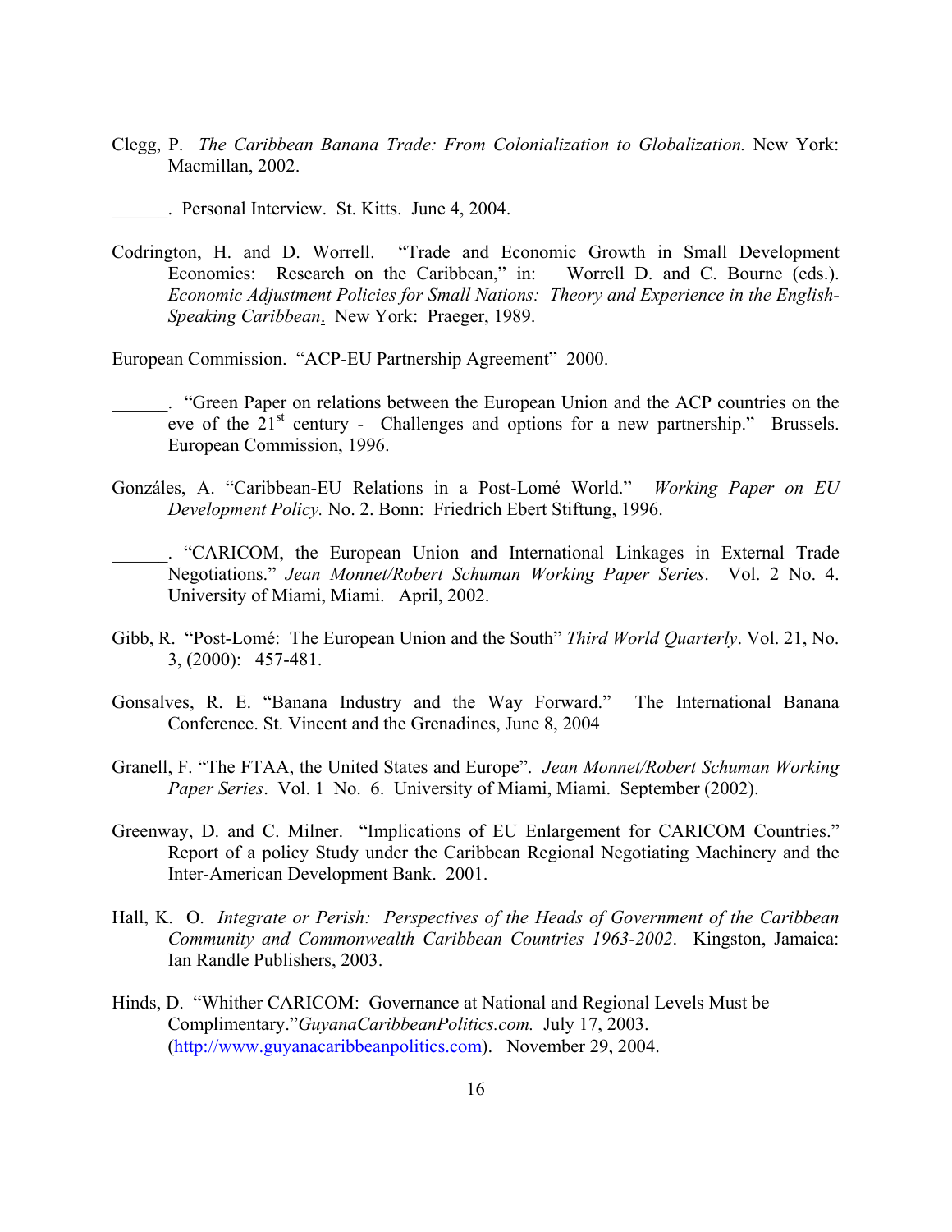Clegg, P. *The Caribbean Banana Trade: From Colonialization to Globalization.* New York: Macmillan, 2002.

______. Personal Interview. St. Kitts. June 4, 2004.

Codrington, H. and D. Worrell. "Trade and Economic Growth in Small Development Economies: Research on the Caribbean," in: Worrell D. and C. Bourne (eds.). *Economic Adjustment Policies for Small Nations: Theory and Experience in the English-Speaking Caribbean*. New York: Praeger, 1989.

European Commission. "ACP-EU Partnership Agreement" 2000.

______. "Green Paper on relations between the European Union and the ACP countries on the eve of the 21st century - Challenges and options for a new partnership." Brussels. European Commission, 1996.

Gonzáles, A. "Caribbean-EU Relations in a Post-Lomé World." *Working Paper on EU Development Policy.* No. 2. Bonn: Friedrich Ebert Stiftung, 1996.

______. "CARICOM, the European Union and International Linkages in External Trade Negotiations." *Jean Monnet/Robert Schuman Working Paper Series*. Vol. 2 No. 4. University of Miami, Miami. April, 2002.

Gibb, R. "Post-Lomé: The European Union and the South" *Third World Quarterly*. Vol. 21, No. 3, (2000): 457-481.

Gonsalves, R. E. "Banana Industry and the Way Forward." The International Banana Conference. St. Vincent and the Grenadines, June 8, 2004

Granell, F. "The FTAA, the United States and Europe". *Jean Monnet/Robert Schuman Working Paper Series*. Vol. 1 No. 6. University of Miami, Miami. September (2002).

Greenway, D. and C. Milner. "Implications of EU Enlargement for CARICOM Countries." Report of a policy Study under the Caribbean Regional Negotiating Machinery and the Inter-American Development Bank. 2001.

Hall, K. O. *Integrate or Perish: Perspectives of the Heads of Government of the Caribbean Community and Commonwealth Caribbean Countries 1963-2002*. Kingston, Jamaica: Ian Randle Publishers, 2003.

Hinds, D. "Whither CARICOM: Governance at National and Regional Levels Must be Complimentary."*GuyanaCaribbeanPolitics.com.* July 17, 2003. (http://www.guyanacaribbeanpolitics.com). November 29, 2004.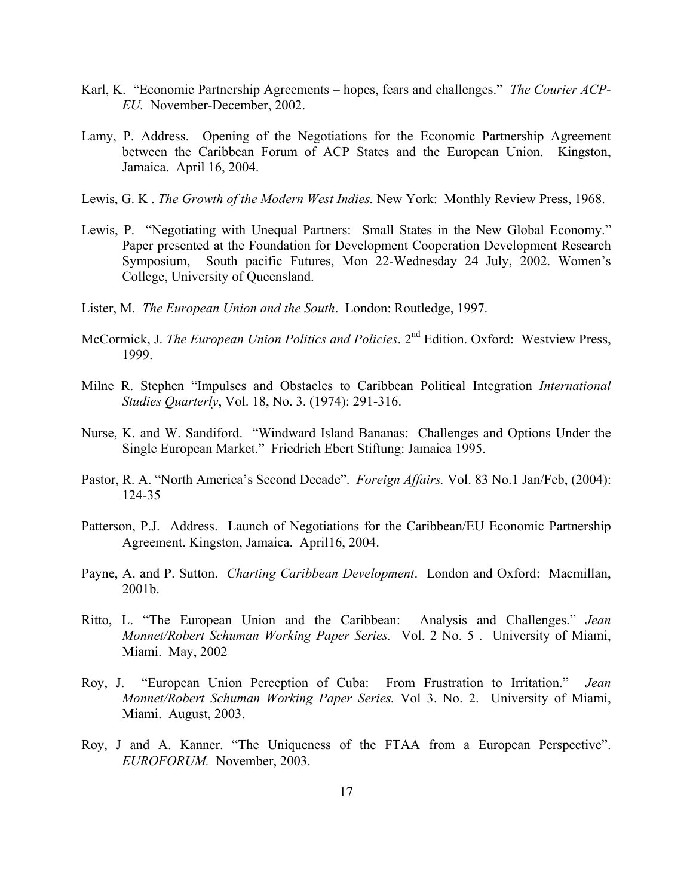Karl, K. "Economic Partnership Agreements – hopes, fears and challenges." *The Courier ACP-EU.* November-December, 2002.

Lamy, P. Address. Opening of the Negotiations for the Economic Partnership Agreement between the Caribbean Forum of ACP States and the European Union. Kingston, Jamaica. April 16, 2004.

Lewis, G. K . *The Growth of the Modern West Indies.* New York: Monthly Review Press, 1968.

Lewis, P. "Negotiating with Unequal Partners: Small States in the New Global Economy." Paper presented at the Foundation for Development Cooperation Development Research Symposium, South pacific Futures, Mon 22-Wednesday 24 July, 2002. Women's College, University of Queensland.

Lister, M. *The European Union and the South*. London: Routledge, 1997.

McCormick, J. *The European Union Politics and Policies*. 2nd Edition. Oxford: Westview Press, 1999.

Milne R. Stephen "Impulses and Obstacles to Caribbean Political Integration *International Studies Quarterly*, Vol. 18, No. 3. (1974): 291-316.

Nurse, K. and W. Sandiford. "Windward Island Bananas: Challenges and Options Under the Single European Market." Friedrich Ebert Stiftung: Jamaica 1995.

Pastor, R. A. "North America's Second Decade". *Foreign Affairs.* Vol. 83 No.1 Jan/Feb, (2004): 124-35

Patterson, P.J. Address. Launch of Negotiations for the Caribbean/EU Economic Partnership Agreement. Kingston, Jamaica. April16, 2004.

Payne, A. and P. Sutton. *Charting Caribbean Development*. London and Oxford: Macmillan, 2001b.

Ritto, L. "The European Union and the Caribbean: Analysis and Challenges." *Jean Monnet/Robert Schuman Working Paper Series.* Vol. 2 No. 5 . University of Miami, Miami. May, 2002

Roy, J. "European Union Perception of Cuba: From Frustration to Irritation." *Jean Monnet/Robert Schuman Working Paper Series.* Vol 3. No. 2. University of Miami, Miami. August, 2003.

Roy, J and A. Kanner. "The Uniqueness of the FTAA from a European Perspective". *EUROFORUM.* November, 2003.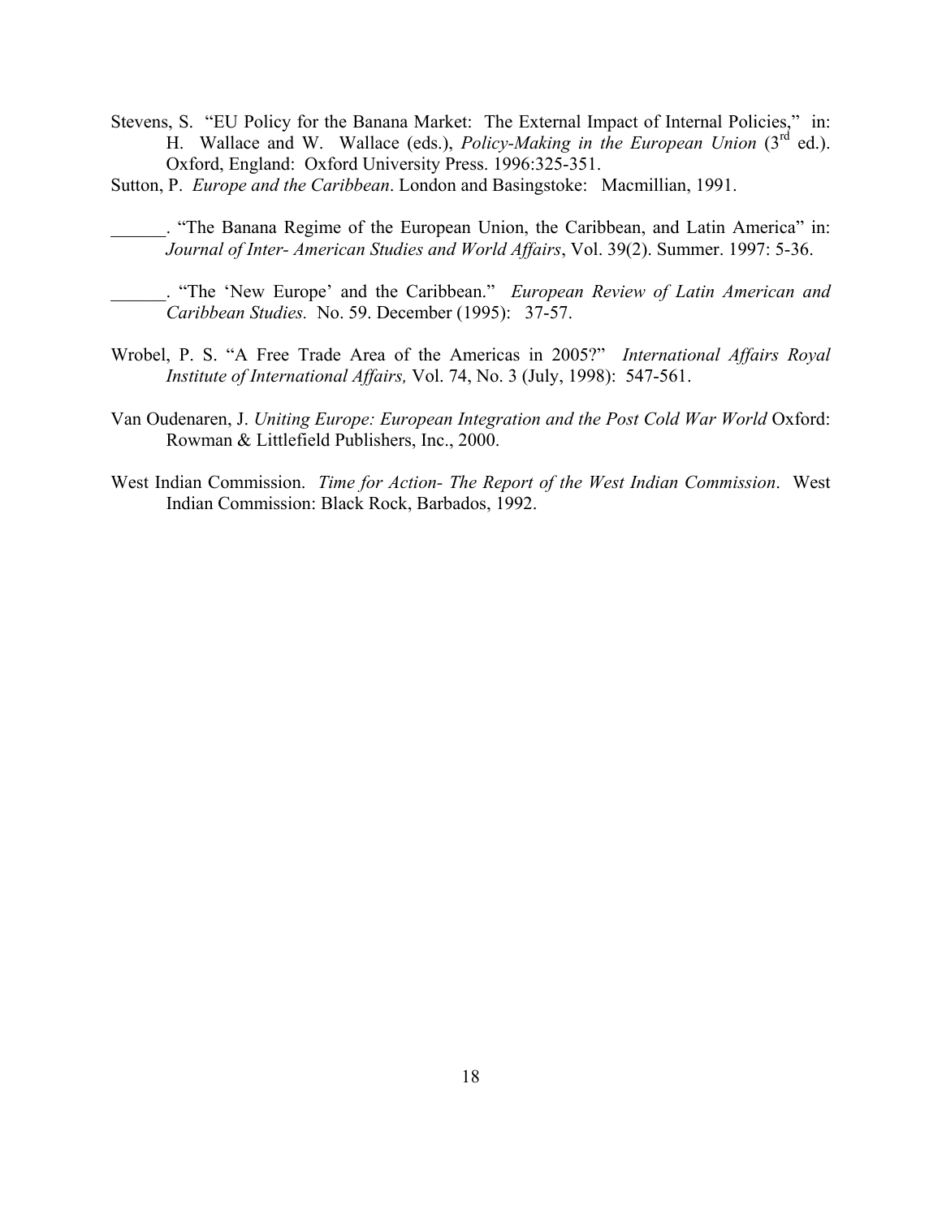Stevens, S. "EU Policy for the Banana Market: The External Impact of Internal Policies," in: H. Wallace and W. Wallace (eds.), *Policy-Making in the European Union* (3rd ed.). Oxford, England: Oxford University Press. 1996:325-351.

Sutton, P. *Europe and the Caribbean*. London and Basingstoke: Macmillian, 1991.

______. "The Banana Regime of the European Union, the Caribbean, and Latin America" in: *Journal of Inter- American Studies and World Affairs*, Vol. 39(2). Summer. 1997: 5-36.

______. "The 'New Europe' and the Caribbean." *European Review of Latin American and Caribbean Studies.* No. 59. December (1995): 37-57.

Wrobel, P. S. "A Free Trade Area of the Americas in 2005?" *International Affairs Royal Institute of International Affairs,* Vol. 74, No. 3 (July, 1998): 547-561.

Van Oudenaren, J. *Uniting Europe: European Integration and the Post Cold War World* Oxford: Rowman & Littlefield Publishers, Inc., 2000.

West Indian Commission. *Time for Action- The Report of the West Indian Commission*. West Indian Commission: Black Rock, Barbados, 1992.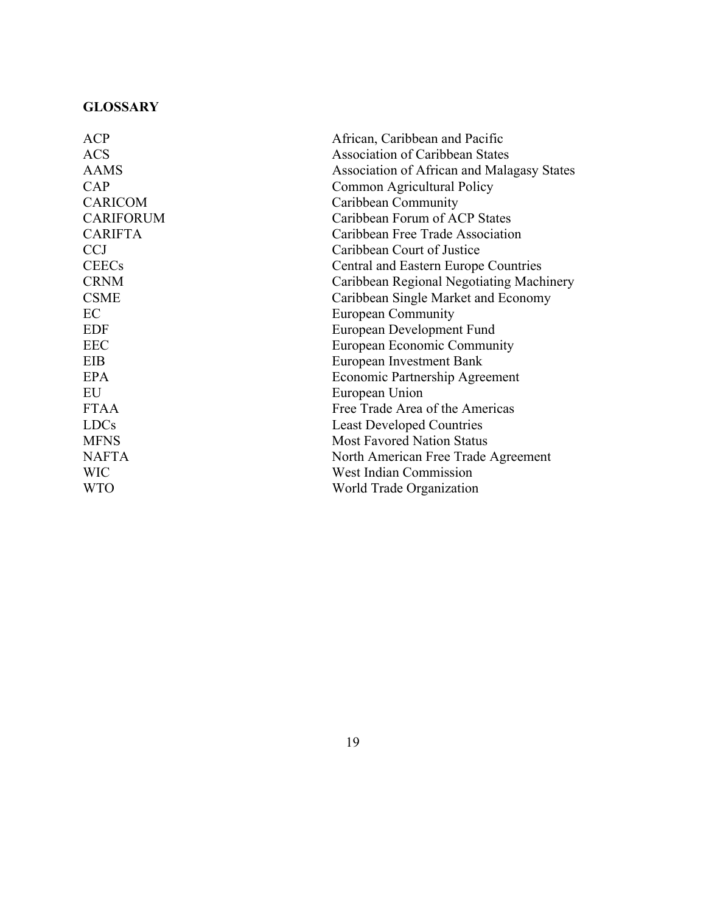## GLOSSARY

| | |
|---|---|
| ACP | African, Caribbean and Pacific |
| ACS | Association of Caribbean States |
| AAMS | Association of African and Malagasy States |
| CAP | Common Agricultural Policy |
| CARICOM | Caribbean Community |
| CARIFORUM | Caribbean Forum of ACP States |
| CARIFTA | Caribbean Free Trade Association |
| CCJ | Caribbean Court of Justice |
| CEECs | Central and Eastern Europe Countries |
| CRNM | Caribbean Regional Negotiating Machinery |
| CSME | Caribbean Single Market and Economy |
| EC | European Community |
| EDF | European Development Fund |
| EEC | European Economic Community |
| EIB | European Investment Bank |
| EPA | Economic Partnership Agreement |
| EU | European Union |
| FTAA | Free Trade Area of the Americas |
| LDCs | Least Developed Countries |
| MFNS | Most Favored Nation Status |
| NAFTA | North American Free Trade Agreement |
| WIC | West Indian Commission |
| WTO | World Trade Organization |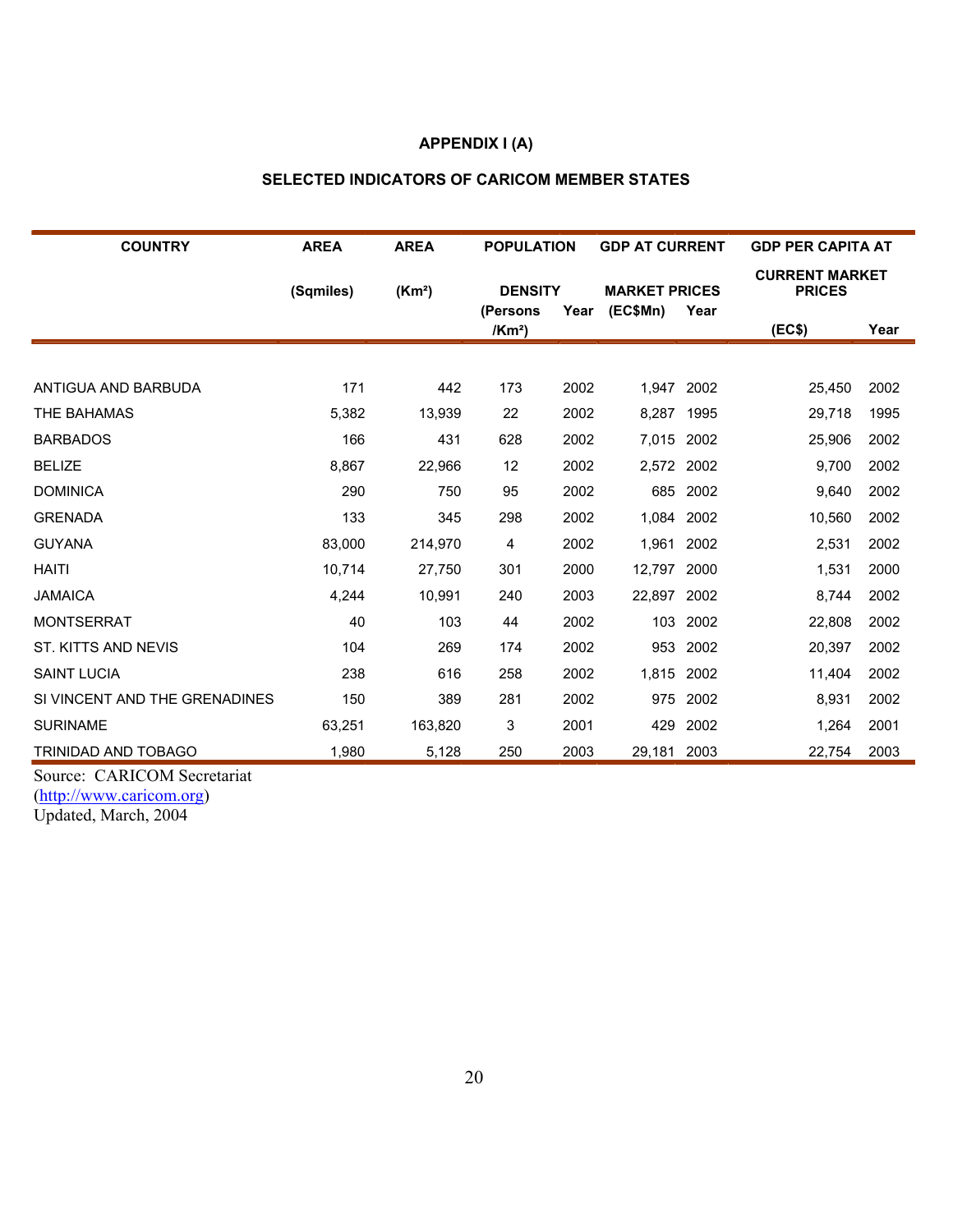### APPENDIX I (A)

### SELECTED INDICATORS OF CARICOM MEMBER STATES

| COUNTRY | AREA (Sqmiles) | AREA ($Km^2$) | POPULATION DENSITY (Persons /$Km^2$) | Year | GDP AT CURRENT MARKET PRICES (EC$Mn) | Year | GDP PER CAPITA AT CURRENT MARKET PRICES (EC$) | Year |
|---|---|---|---|---|---|---|---|---|
| ANTIGUA AND BARBUDA | 171 | 442 | 173 | 2002 | 1,947 | 2002 | 25,450 | 2002 |
| THE BAHAMAS | 5,382 | 13,939 | 22 | 2002 | 8,287 | 1995 | 29,718 | 1995 |
| BARBADOS | 166 | 431 | 628 | 2002 | 7,015 | 2002 | 25,906 | 2002 |
| BELIZE | 8,867 | 22,966 | 12 | 2002 | 2,572 | 2002 | 9,700 | 2002 |
| DOMINICA | 290 | 750 | 95 | 2002 | 685 | 2002 | 9,640 | 2002 |
| GRENADA | 133 | 345 | 298 | 2002 | 1,084 | 2002 | 10,560 | 2002 |
| GUYANA | 83,000 | 214,970 | 4 | 2002 | 1,961 | 2002 | 2,531 | 2002 |
| HAITI | 10,714 | 27,750 | 301 | 2000 | 12,797 | 2000 | 1,531 | 2000 |
| JAMAICA | 4,244 | 10,991 | 240 | 2003 | 22,897 | 2002 | 8,744 | 2002 |
| MONTSERRAT | 40 | 103 | 44 | 2002 | 103 | 2002 | 22,808 | 2002 |
| ST. KITTS AND NEVIS | 104 | 269 | 174 | 2002 | 953 | 2002 | 20,397 | 2002 |
| SAINT LUCIA | 238 | 616 | 258 | 2002 | 1,815 | 2002 | 11,404 | 2002 |
| SI VINCENT AND THE GRENADINES | 150 | 389 | 281 | 2002 | 975 | 2002 | 8,931 | 2002 |
| SURINAME | 63,251 | 163,820 | 3 | 2001 | 429 | 2002 | 1,264 | 2001 |
| TRINIDAD AND TOBAGO | 1,980 | 5,128 | 250 | 2003 | 29,181 | 2003 | 22,754 | 2003 |

Source: CARICOM Secretariat
(http://www.caricom.org)
Updated, March, 2004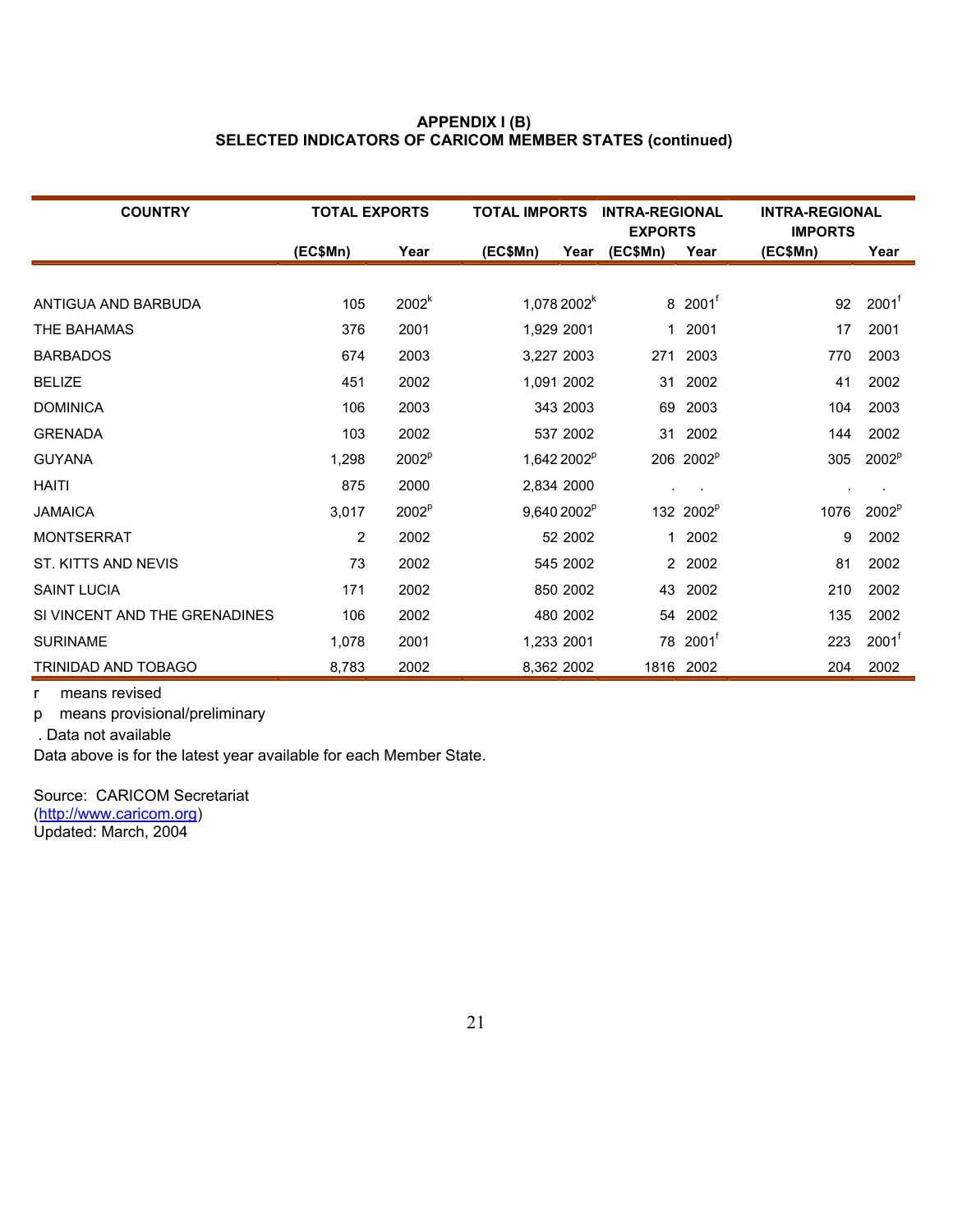**APPENDIX I (B)**
**SELECTED INDICATORS OF CARICOM MEMBER STATES (continued)**

| COUNTRY | TOTAL EXPORTS | | TOTAL IMPORTS | | INTRA-REGIONAL EXPORTS | | INTRA-REGIONAL IMPORTS | |
|---|---|---|---|---|---|---|---|---|
| | (EC$Mn) | Year | (EC$Mn) | Year | (EC$Mn) | Year | (EC$Mn) | Year |
| ANTIGUA AND BARBUDA | 105 | 2002[k] | 1,078 | 2002[k] | 8 | 2001[f] | 92 | 2001[f] |
| THE BAHAMAS | 376 | 2001 | 1,929 | 2001 | 1 | 2001 | 17 | 2001 |
| BARBADOS | 674 | 2003 | 3,227 | 2003 | 271 | 2003 | 770 | 2003 |
| BELIZE | 451 | 2002 | 1,091 | 2002 | 31 | 2002 | 41 | 2002 |
| DOMINICA | 106 | 2003 | 343 | 2003 | 69 | 2003 | 104 | 2003 |
| GRENADA | 103 | 2002 | 537 | 2002 | 31 | 2002 | 144 | 2002 |
| GUYANA | 1,298 | 2002[p] | 1,642 | 2002[p] | 206 | 2002[p] | 305 | 2002[p] |
| HAITI | 875 | 2000 | 2,834 | 2000 | . | . | . | . |
| JAMAICA | 3,017 | 2002[p] | 9,640 | 2002[p] | 132 | 2002[p] | 1076 | 2002[p] |
| MONTSERRAT | 2 | 2002 | 52 | 2002 | 1 | 2002 | 9 | 2002 |
| ST. KITTS AND NEVIS | 73 | 2002 | 545 | 2002 | 2 | 2002 | 81 | 2002 |
| SAINT LUCIA | 171 | 2002 | 850 | 2002 | 43 | 2002 | 210 | 2002 |
| SI VINCENT AND THE GRENADINES | 106 | 2002 | 480 | 2002 | 54 | 2002 | 135 | 2002 |
| SURINAME | 1,078 | 2001 | 1,233 | 2001 | 78 | 2001[f] | 223 | 2001[f] |
| TRINIDAD AND TOBAGO | 8,783 | 2002 | 8,362 | 2002 | 1816 | 2002 | 204 | 2002 |

r  means revised

p  means provisional/preliminary

. Data not available

Data above is for the latest year available for each Member State.

Source: CARICOM Secretariat
(http://www.caricom.org)
Updated: March, 2004